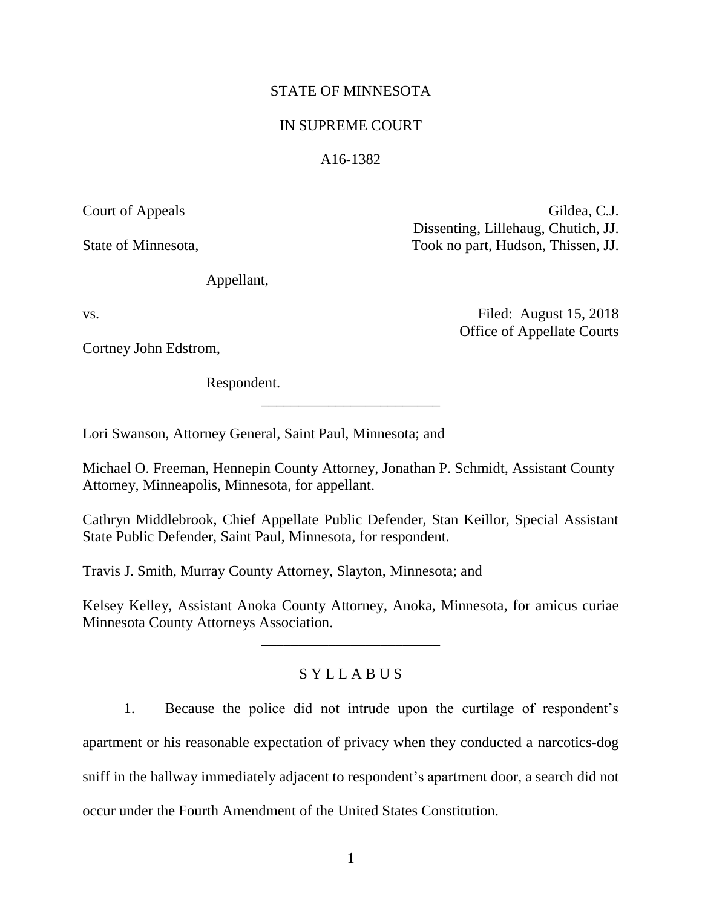STATE OF MINNESOTA

IN SUPREME COURT

A16-1382

Court of Appeals

Gildea, C.J.
Dissenting, Lillehaug, Chutich, JJ.
Took no part, Hudson, Thissen, JJ.

State of Minnesota,

Appellant,

vs.

Filed: August 15, 2018
Office of Appellate Courts

Cortney John Edstrom,

Respondent.

---

Lori Swanson, Attorney General, Saint Paul, Minnesota; and

Michael O. Freeman, Hennepin County Attorney, Jonathan P. Schmidt, Assistant County Attorney, Minneapolis, Minnesota, for appellant.

Cathryn Middlebrook, Chief Appellate Public Defender, Stan Keillor, Special Assistant State Public Defender, Saint Paul, Minnesota, for respondent.

Travis J. Smith, Murray County Attorney, Slayton, Minnesota; and

Kelsey Kelley, Assistant Anoka County Attorney, Anoka, Minnesota, for amicus curiae Minnesota County Attorneys Association.

---

## S Y L L A B U S

1. Because the police did not intrude upon the curtilage of respondent's apartment or his reasonable expectation of privacy when they conducted a narcotics-dog sniff in the hallway immediately adjacent to respondent's apartment door, a search did not occur under the Fourth Amendment of the United States Constitution.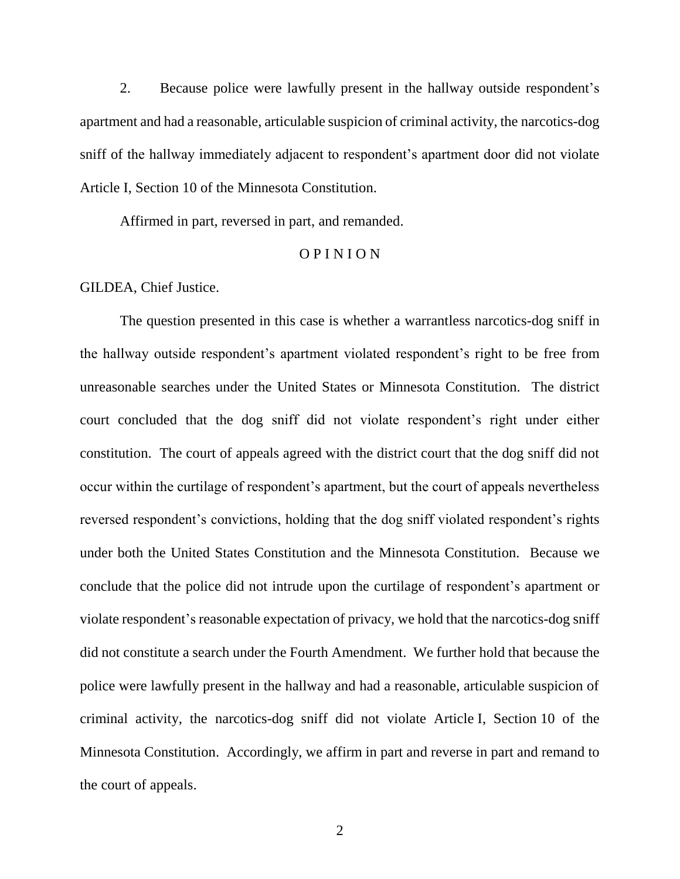2. Because police were lawfully present in the hallway outside respondent's apartment and had a reasonable, articulable suspicion of criminal activity, the narcotics-dog sniff of the hallway immediately adjacent to respondent's apartment door did not violate Article I, Section 10 of the Minnesota Constitution.

Affirmed in part, reversed in part, and remanded.

## O P I N I O N

GILDEA, Chief Justice.

The question presented in this case is whether a warrantless narcotics-dog sniff in the hallway outside respondent's apartment violated respondent's right to be free from unreasonable searches under the United States or Minnesota Constitution. The district court concluded that the dog sniff did not violate respondent's right under either constitution. The court of appeals agreed with the district court that the dog sniff did not occur within the curtilage of respondent's apartment, but the court of appeals nevertheless reversed respondent's convictions, holding that the dog sniff violated respondent's rights under both the United States Constitution and the Minnesota Constitution. Because we conclude that the police did not intrude upon the curtilage of respondent's apartment or violate respondent's reasonable expectation of privacy, we hold that the narcotics-dog sniff did not constitute a search under the Fourth Amendment. We further hold that because the police were lawfully present in the hallway and had a reasonable, articulable suspicion of criminal activity, the narcotics-dog sniff did not violate Article I, Section 10 of the Minnesota Constitution. Accordingly, we affirm in part and reverse in part and remand to the court of appeals.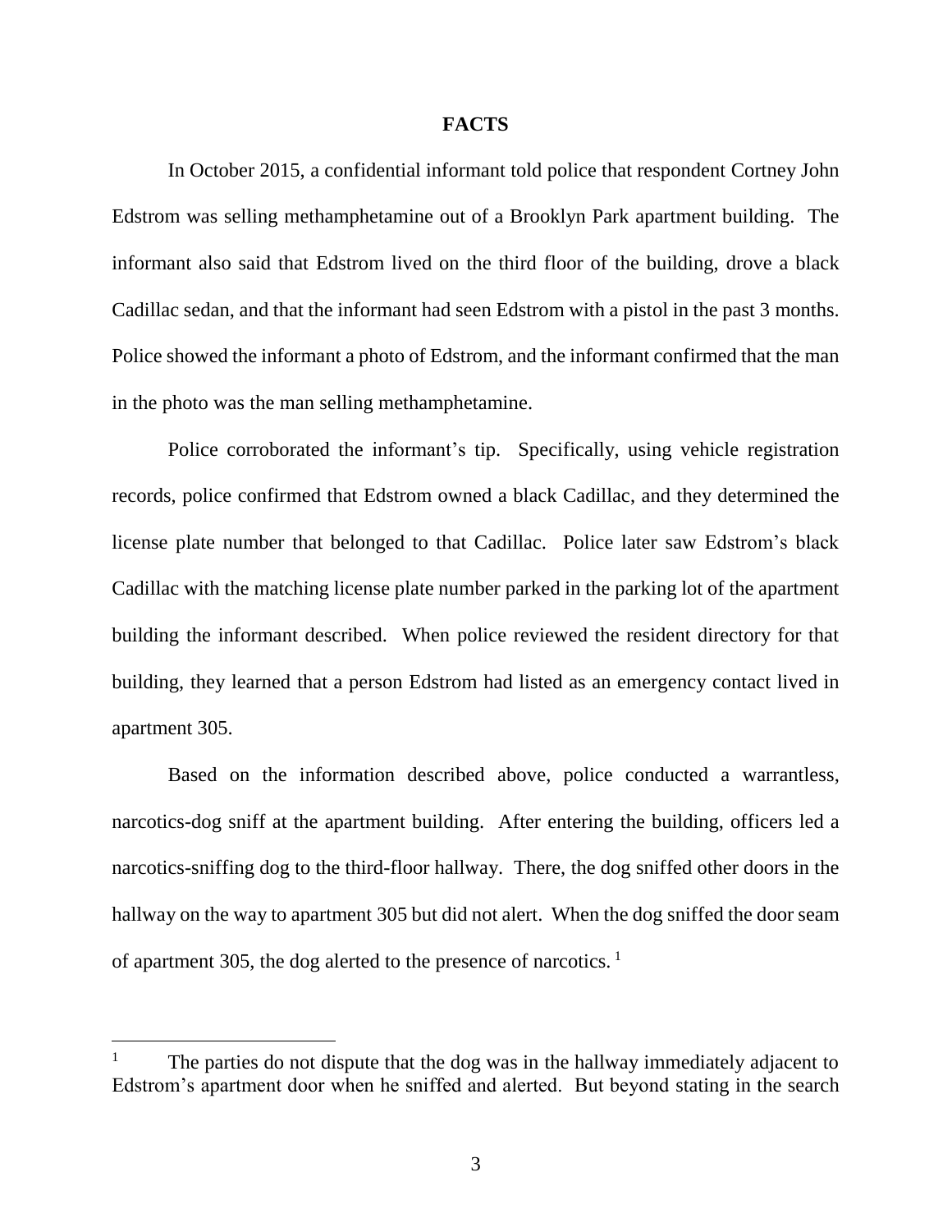# FACTS

In October 2015, a confidential informant told police that respondent Cortney John Edstrom was selling methamphetamine out of a Brooklyn Park apartment building. The informant also said that Edstrom lived on the third floor of the building, drove a black Cadillac sedan, and that the informant had seen Edstrom with a pistol in the past 3 months. Police showed the informant a photo of Edstrom, and the informant confirmed that the man in the photo was the man selling methamphetamine.

Police corroborated the informant's tip. Specifically, using vehicle registration records, police confirmed that Edstrom owned a black Cadillac, and they determined the license plate number that belonged to that Cadillac. Police later saw Edstrom's black Cadillac with the matching license plate number parked in the parking lot of the apartment building the informant described. When police reviewed the resident directory for that building, they learned that a person Edstrom had listed as an emergency contact lived in apartment 305.

Based on the information described above, police conducted a warrantless, narcotics-dog sniff at the apartment building. After entering the building, officers led a narcotics-sniffing dog to the third-floor hallway. There, the dog sniffed other doors in the hallway on the way to apartment 305 but did not alert. When the dog sniffed the door seam of apartment 305, the dog alerted to the presence of narcotics.[1]

---

[1] The parties do not dispute that the dog was in the hallway immediately adjacent to Edstrom's apartment door when he sniffed and alerted. But beyond stating in the search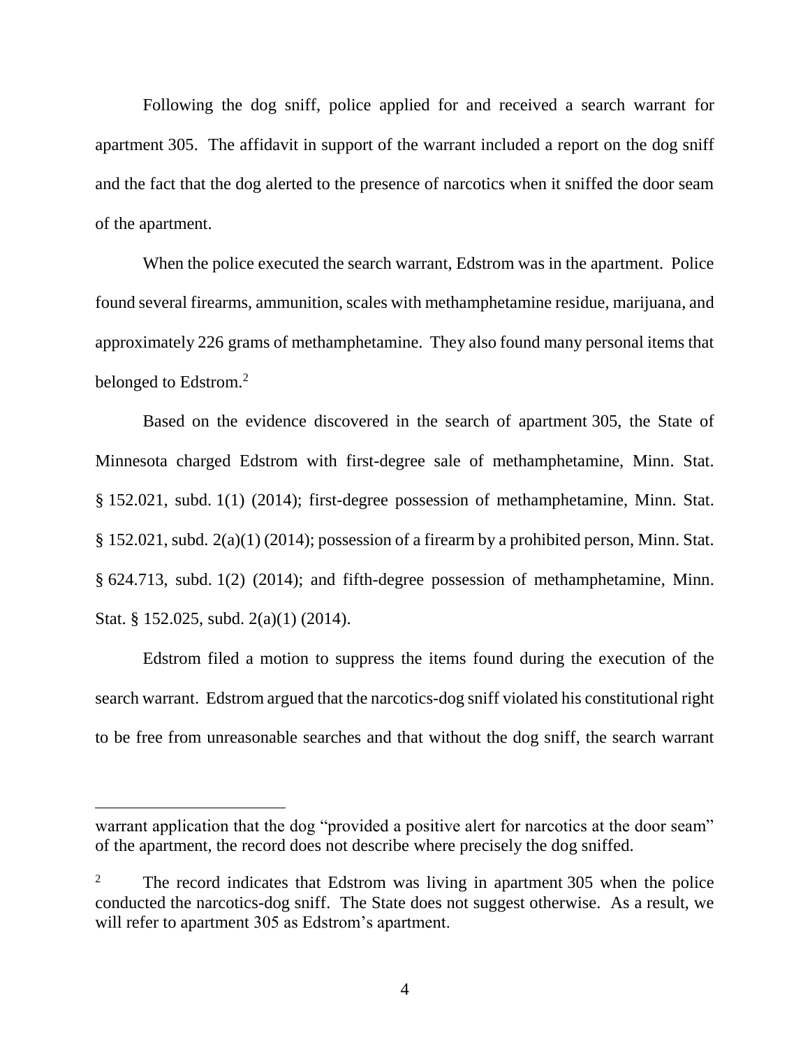Following the dog sniff, police applied for and received a search warrant for apartment 305. The affidavit in support of the warrant included a report on the dog sniff and the fact that the dog alerted to the presence of narcotics when it sniffed the door seam of the apartment.

When the police executed the search warrant, Edstrom was in the apartment. Police found several firearms, ammunition, scales with methamphetamine residue, marijuana, and approximately 226 grams of methamphetamine. They also found many personal items that belonged to Edstrom.[2]

Based on the evidence discovered in the search of apartment 305, the State of Minnesota charged Edstrom with first-degree sale of methamphetamine, Minn. Stat. § 152.021, subd. 1(1) (2014); first-degree possession of methamphetamine, Minn. Stat. § 152.021, subd. 2(a)(1) (2014); possession of a firearm by a prohibited person, Minn. Stat. § 624.713, subd. 1(2) (2014); and fifth-degree possession of methamphetamine, Minn. Stat. § 152.025, subd. 2(a)(1) (2014).

Edstrom filed a motion to suppress the items found during the execution of the search warrant. Edstrom argued that the narcotics-dog sniff violated his constitutional right to be free from unreasonable searches and that without the dog sniff, the search warrant

---

warrant application that the dog "provided a positive alert for narcotics at the door seam" of the apartment, the record does not describe where precisely the dog sniffed.

[2] The record indicates that Edstrom was living in apartment 305 when the police conducted the narcotics-dog sniff. The State does not suggest otherwise. As a result, we will refer to apartment 305 as Edstrom's apartment.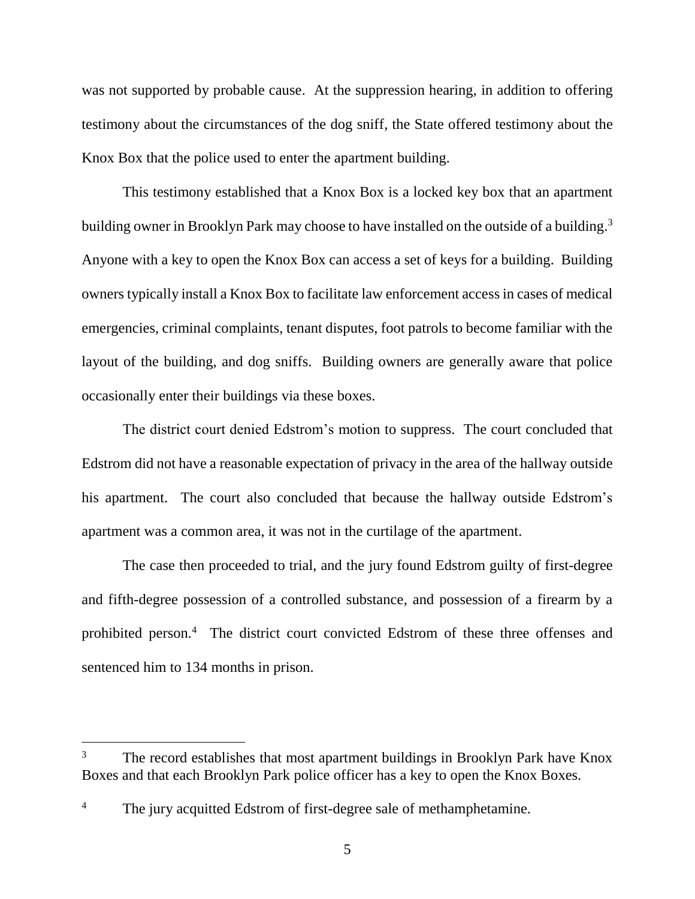was not supported by probable cause. At the suppression hearing, in addition to offering testimony about the circumstances of the dog sniff, the State offered testimony about the Knox Box that the police used to enter the apartment building.

This testimony established that a Knox Box is a locked key box that an apartment building owner in Brooklyn Park may choose to have installed on the outside of a building.[3] Anyone with a key to open the Knox Box can access a set of keys for a building. Building owners typically install a Knox Box to facilitate law enforcement access in cases of medical emergencies, criminal complaints, tenant disputes, foot patrols to become familiar with the layout of the building, and dog sniffs. Building owners are generally aware that police occasionally enter their buildings via these boxes.

The district court denied Edstrom's motion to suppress. The court concluded that Edstrom did not have a reasonable expectation of privacy in the area of the hallway outside his apartment. The court also concluded that because the hallway outside Edstrom's apartment was a common area, it was not in the curtilage of the apartment.

The case then proceeded to trial, and the jury found Edstrom guilty of first-degree and fifth-degree possession of a controlled substance, and possession of a firearm by a prohibited person.[4] The district court convicted Edstrom of these three offenses and sentenced him to 134 months in prison.

---

[3] The record establishes that most apartment buildings in Brooklyn Park have Knox Boxes and that each Brooklyn Park police officer has a key to open the Knox Boxes.

[4] The jury acquitted Edstrom of first-degree sale of methamphetamine.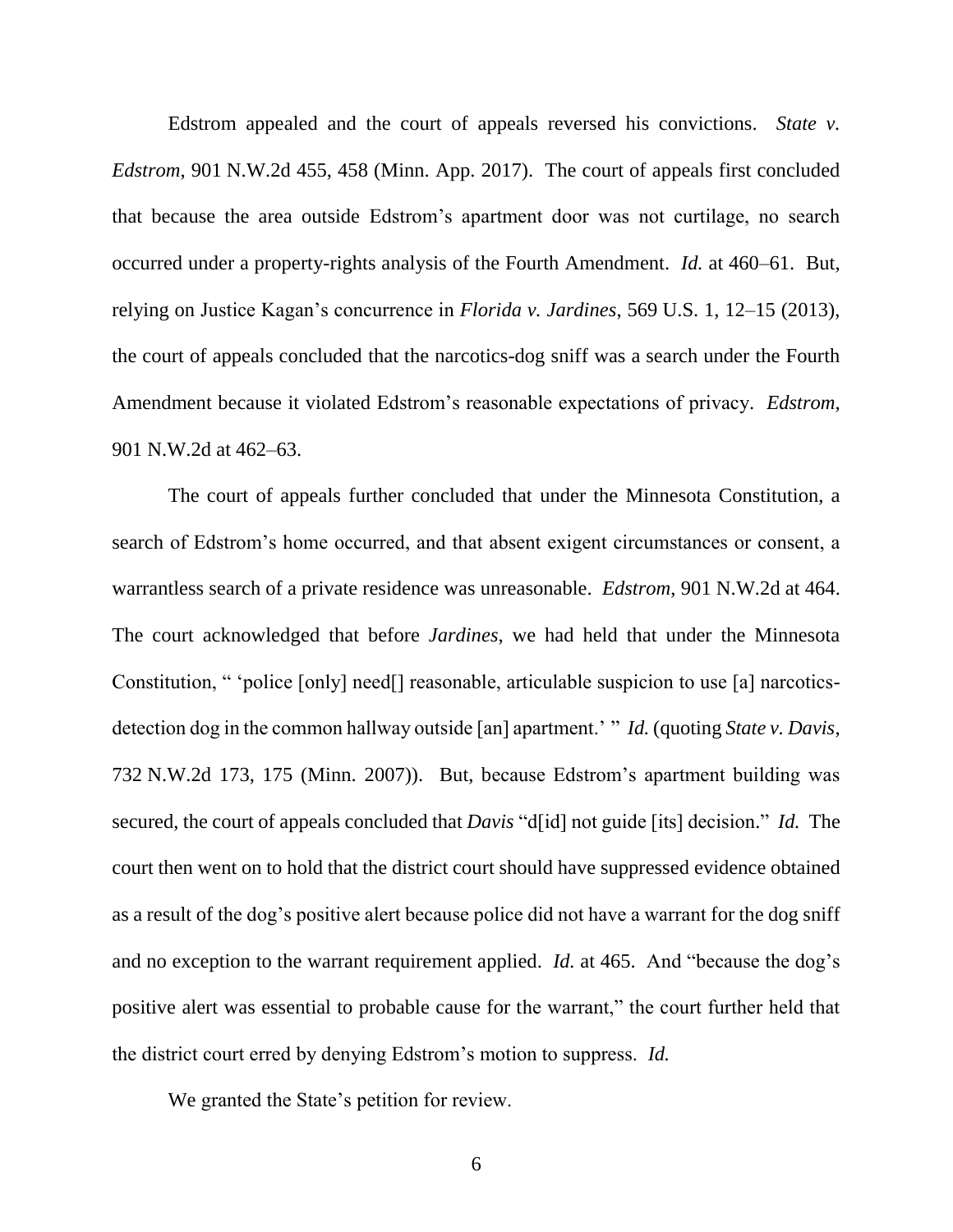Edstrom appealed and the court of appeals reversed his convictions. *State v. Edstrom*, 901 N.W.2d 455, 458 (Minn. App. 2017). The court of appeals first concluded that because the area outside Edstrom's apartment door was not curtilage, no search occurred under a property-rights analysis of the Fourth Amendment. *Id.* at 460–61. But, relying on Justice Kagan's concurrence in *Florida v. Jardines*, 569 U.S. 1, 12–15 (2013), the court of appeals concluded that the narcotics-dog sniff was a search under the Fourth Amendment because it violated Edstrom's reasonable expectations of privacy. *Edstrom*, 901 N.W.2d at 462–63.

The court of appeals further concluded that under the Minnesota Constitution, a search of Edstrom's home occurred, and that absent exigent circumstances or consent, a warrantless search of a private residence was unreasonable. *Edstrom*, 901 N.W.2d at 464. The court acknowledged that before *Jardines*, we had held that under the Minnesota Constitution, " 'police [only] need[] reasonable, articulable suspicion to use [a] narcotics-detection dog in the common hallway outside [an] apartment.' " *Id.* (quoting *State v. Davis*, 732 N.W.2d 173, 175 (Minn. 2007)). But, because Edstrom's apartment building was secured, the court of appeals concluded that *Davis* "d[id] not guide [its] decision." *Id.* The court then went on to hold that the district court should have suppressed evidence obtained as a result of the dog's positive alert because police did not have a warrant for the dog sniff and no exception to the warrant requirement applied. *Id.* at 465. And "because the dog's positive alert was essential to probable cause for the warrant," the court further held that the district court erred by denying Edstrom's motion to suppress. *Id.*

We granted the State's petition for review.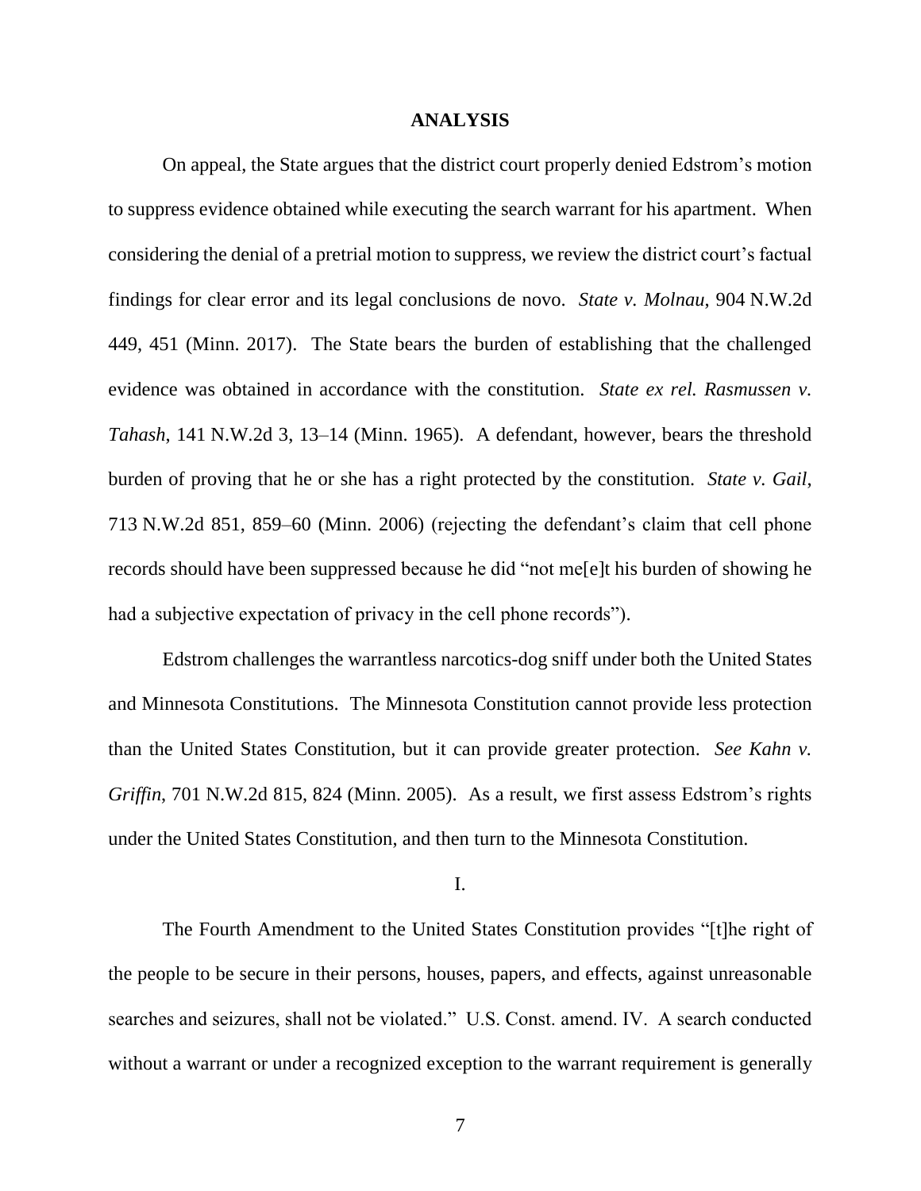## ANALYSIS

On appeal, the State argues that the district court properly denied Edstrom's motion to suppress evidence obtained while executing the search warrant for his apartment. When considering the denial of a pretrial motion to suppress, we review the district court's factual findings for clear error and its legal conclusions de novo. *State v. Molnau*, 904 N.W.2d 449, 451 (Minn. 2017). The State bears the burden of establishing that the challenged evidence was obtained in accordance with the constitution. *State ex rel. Rasmussen v. Tahash*, 141 N.W.2d 3, 13–14 (Minn. 1965). A defendant, however, bears the threshold burden of proving that he or she has a right protected by the constitution. *State v. Gail*, 713 N.W.2d 851, 859–60 (Minn. 2006) (rejecting the defendant's claim that cell phone records should have been suppressed because he did "not me[e]t his burden of showing he had a subjective expectation of privacy in the cell phone records").

Edstrom challenges the warrantless narcotics-dog sniff under both the United States and Minnesota Constitutions. The Minnesota Constitution cannot provide less protection than the United States Constitution, but it can provide greater protection. *See Kahn v. Griffin*, 701 N.W.2d 815, 824 (Minn. 2005). As a result, we first assess Edstrom's rights under the United States Constitution, and then turn to the Minnesota Constitution.

I.

The Fourth Amendment to the United States Constitution provides "[t]he right of the people to be secure in their persons, houses, papers, and effects, against unreasonable searches and seizures, shall not be violated." U.S. Const. amend. IV. A search conducted without a warrant or under a recognized exception to the warrant requirement is generally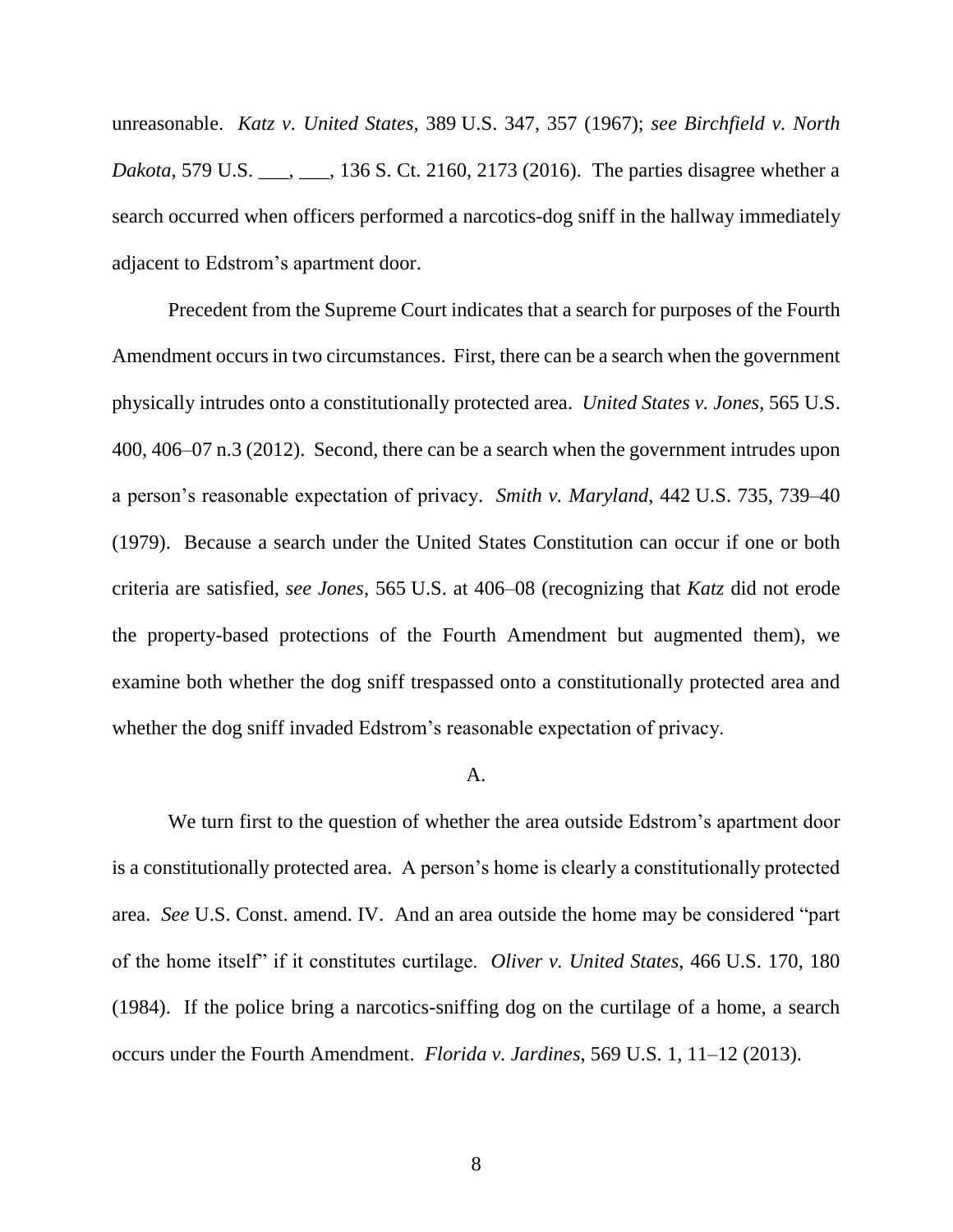unreasonable. *Katz v. United States*, 389 U.S. 347, 357 (1967); *see Birchfield v. North Dakota*, 579 U.S. ___, ___, 136 S. Ct. 2160, 2173 (2016). The parties disagree whether a search occurred when officers performed a narcotics-dog sniff in the hallway immediately adjacent to Edstrom's apartment door.

Precedent from the Supreme Court indicates that a search for purposes of the Fourth Amendment occurs in two circumstances. First, there can be a search when the government physically intrudes onto a constitutionally protected area. *United States v. Jones*, 565 U.S. 400, 406–07 n.3 (2012). Second, there can be a search when the government intrudes upon a person's reasonable expectation of privacy. *Smith v. Maryland*, 442 U.S. 735, 739–40 (1979). Because a search under the United States Constitution can occur if one or both criteria are satisfied, *see Jones*, 565 U.S. at 406–08 (recognizing that *Katz* did not erode the property-based protections of the Fourth Amendment but augmented them), we examine both whether the dog sniff trespassed onto a constitutionally protected area and whether the dog sniff invaded Edstrom's reasonable expectation of privacy.

A.

We turn first to the question of whether the area outside Edstrom's apartment door is a constitutionally protected area. A person's home is clearly a constitutionally protected area. *See* U.S. Const. amend. IV. And an area outside the home may be considered "part of the home itself" if it constitutes curtilage. *Oliver v. United States*, 466 U.S. 170, 180 (1984). If the police bring a narcotics-sniffing dog on the curtilage of a home, a search occurs under the Fourth Amendment. *Florida v. Jardines*, 569 U.S. 1, 11–12 (2013).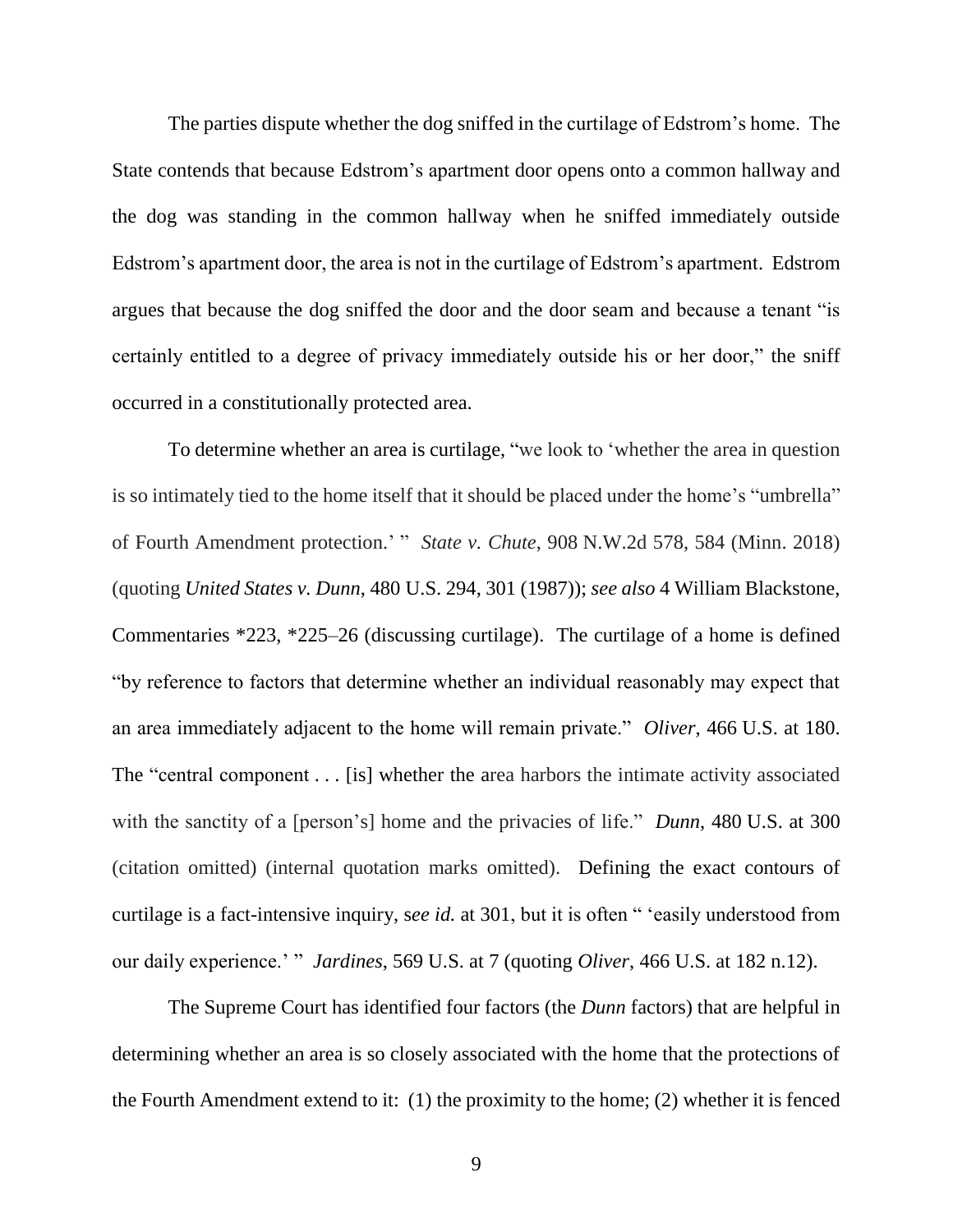The parties dispute whether the dog sniffed in the curtilage of Edstrom's home. The State contends that because Edstrom's apartment door opens onto a common hallway and the dog was standing in the common hallway when he sniffed immediately outside Edstrom's apartment door, the area is not in the curtilage of Edstrom's apartment. Edstrom argues that because the dog sniffed the door and the door seam and because a tenant "is certainly entitled to a degree of privacy immediately outside his or her door," the sniff occurred in a constitutionally protected area.

To determine whether an area is curtilage, "we look to 'whether the area in question is so intimately tied to the home itself that it should be placed under the home's "umbrella" of Fourth Amendment protection.' " *State v. Chute*, 908 N.W.2d 578, 584 (Minn. 2018) (quoting *United States v. Dunn*, 480 U.S. 294, 301 (1987)); *see also* 4 William Blackstone, Commentaries \*223, \*225–26 (discussing curtilage). The curtilage of a home is defined "by reference to factors that determine whether an individual reasonably may expect that an area immediately adjacent to the home will remain private." *Oliver*, 466 U.S. at 180. The "central component . . . [is] whether the area harbors the intimate activity associated with the sanctity of a [person's] home and the privacies of life." *Dunn*, 480 U.S. at 300 (citation omitted) (internal quotation marks omitted). Defining the exact contours of curtilage is a fact-intensive inquiry, s*ee id.* at 301, but it is often " 'easily understood from our daily experience.' " *Jardines*, 569 U.S. at 7 (quoting *Oliver*, 466 U.S. at 182 n.12).

The Supreme Court has identified four factors (the *Dunn* factors) that are helpful in determining whether an area is so closely associated with the home that the protections of the Fourth Amendment extend to it: (1) the proximity to the home; (2) whether it is fenced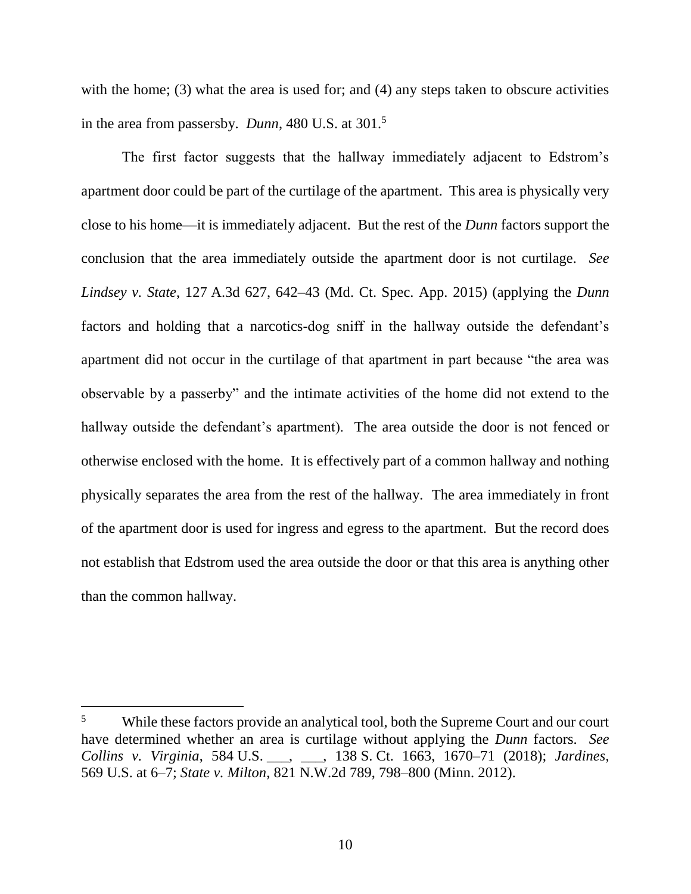with the home; (3) what the area is used for; and (4) any steps taken to obscure activities in the area from passersby. *Dunn*, 480 U.S. at 301.[5]

The first factor suggests that the hallway immediately adjacent to Edstrom's apartment door could be part of the curtilage of the apartment. This area is physically very close to his home—it is immediately adjacent. But the rest of the *Dunn* factors support the conclusion that the area immediately outside the apartment door is not curtilage. *See Lindsey v. State*, 127 A.3d 627, 642–43 (Md. Ct. Spec. App. 2015) (applying the *Dunn* factors and holding that a narcotics-dog sniff in the hallway outside the defendant's apartment did not occur in the curtilage of that apartment in part because "the area was observable by a passerby" and the intimate activities of the home did not extend to the hallway outside the defendant's apartment). The area outside the door is not fenced or otherwise enclosed with the home. It is effectively part of a common hallway and nothing physically separates the area from the rest of the hallway. The area immediately in front of the apartment door is used for ingress and egress to the apartment. But the record does not establish that Edstrom used the area outside the door or that this area is anything other than the common hallway.

---

[5] While these factors provide an analytical tool, both the Supreme Court and our court have determined whether an area is curtilage without applying the *Dunn* factors. *See Collins v. Virginia*, 584 U.S. ___, ___, 138 S. Ct. 1663, 1670–71 (2018); *Jardines*, 569 U.S. at 6–7; *State v. Milton*, 821 N.W.2d 789, 798–800 (Minn. 2012).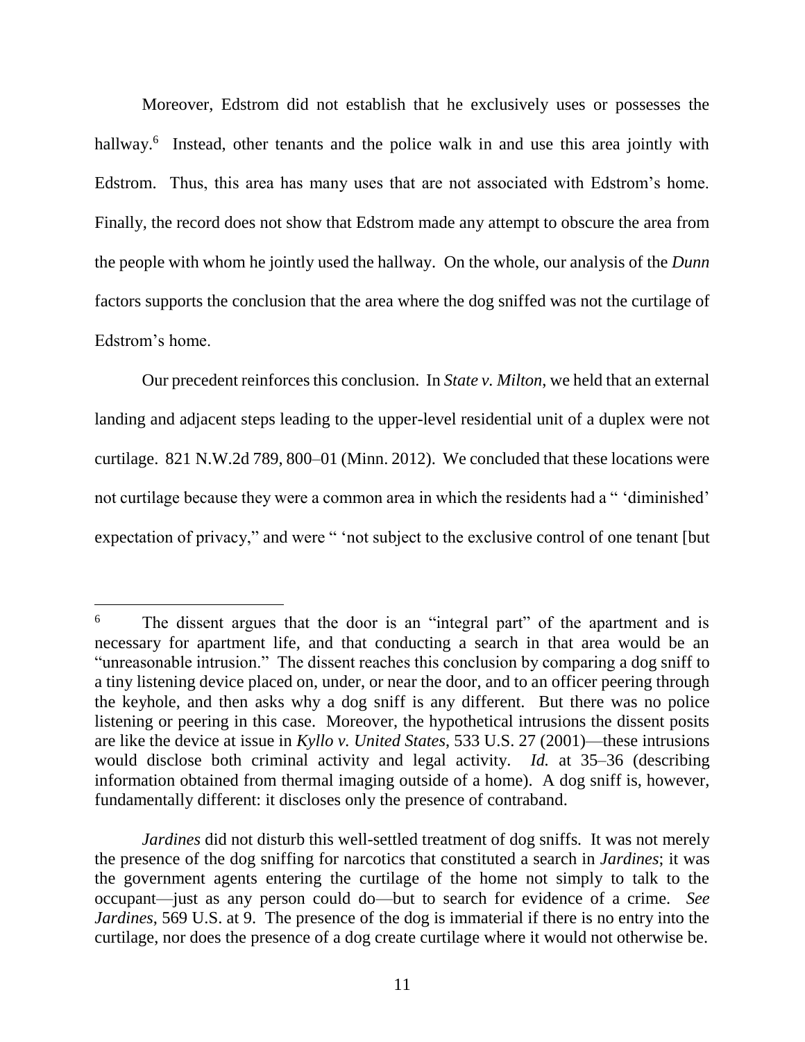Moreover, Edstrom did not establish that he exclusively uses or possesses the hallway.[6] Instead, other tenants and the police walk in and use this area jointly with Edstrom. Thus, this area has many uses that are not associated with Edstrom's home. Finally, the record does not show that Edstrom made any attempt to obscure the area from the people with whom he jointly used the hallway. On the whole, our analysis of the *Dunn* factors supports the conclusion that the area where the dog sniffed was not the curtilage of Edstrom's home.

Our precedent reinforces this conclusion. In *State v. Milton*, we held that an external landing and adjacent steps leading to the upper-level residential unit of a duplex were not curtilage. 821 N.W.2d 789, 800–01 (Minn. 2012). We concluded that these locations were not curtilage because they were a common area in which the residents had a " 'diminished' expectation of privacy," and were " 'not subject to the exclusive control of one tenant [but

---

[6] The dissent argues that the door is an "integral part" of the apartment and is necessary for apartment life, and that conducting a search in that area would be an "unreasonable intrusion." The dissent reaches this conclusion by comparing a dog sniff to a tiny listening device placed on, under, or near the door, and to an officer peering through the keyhole, and then asks why a dog sniff is any different. But there was no police listening or peering in this case. Moreover, the hypothetical intrusions the dissent posits are like the device at issue in *Kyllo v. United States*, 533 U.S. 27 (2001)—these intrusions would disclose both criminal activity and legal activity. *Id.* at 35–36 (describing information obtained from thermal imaging outside of a home). A dog sniff is, however, fundamentally different: it discloses only the presence of contraband.

*Jardines* did not disturb this well-settled treatment of dog sniffs. It was not merely the presence of the dog sniffing for narcotics that constituted a search in *Jardines*; it was the government agents entering the curtilage of the home not simply to talk to the occupant—just as any person could do—but to search for evidence of a crime. *See Jardines*, 569 U.S. at 9. The presence of the dog is immaterial if there is no entry into the curtilage, nor does the presence of a dog create curtilage where it would not otherwise be.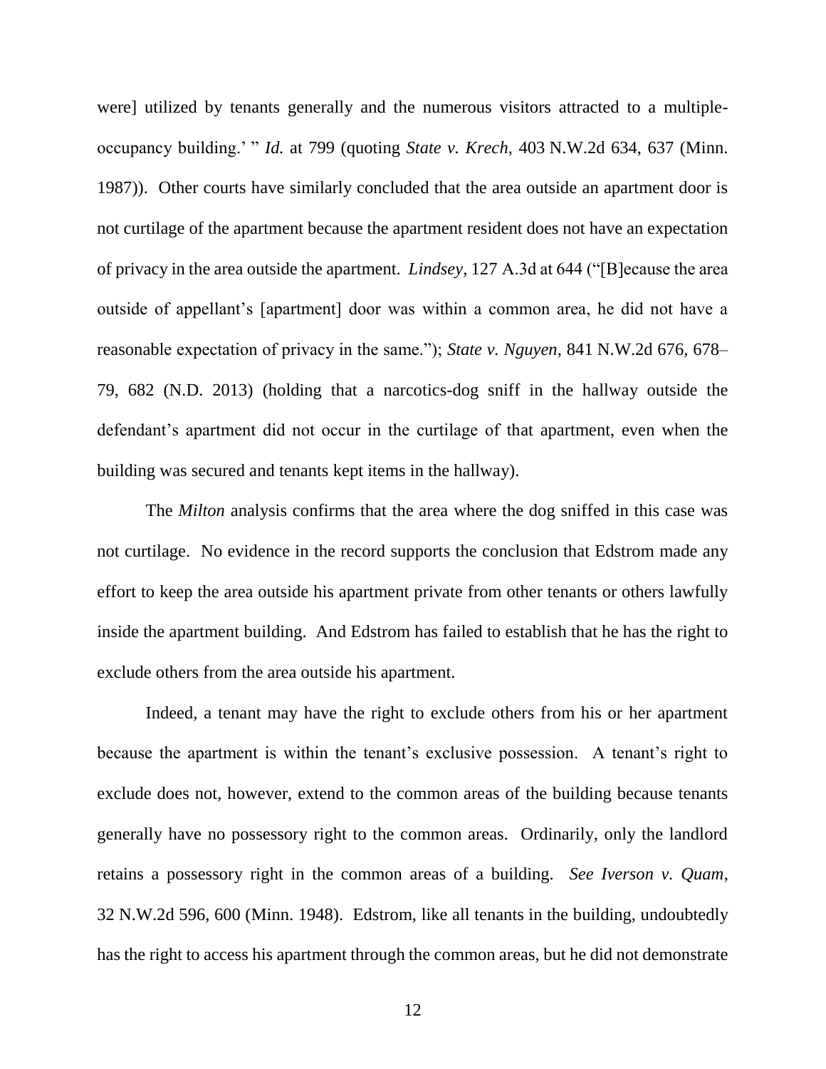were] utilized by tenants generally and the numerous visitors attracted to a multiple-occupancy building.' " *Id.* at 799 (quoting *State v. Krech*, 403 N.W.2d 634, 637 (Minn. 1987)). Other courts have similarly concluded that the area outside an apartment door is not curtilage of the apartment because the apartment resident does not have an expectation of privacy in the area outside the apartment. *Lindsey*, 127 A.3d at 644 ("[B]ecause the area outside of appellant's [apartment] door was within a common area, he did not have a reasonable expectation of privacy in the same."); *State v. Nguyen*, 841 N.W.2d 676, 678–79, 682 (N.D. 2013) (holding that a narcotics-dog sniff in the hallway outside the defendant's apartment did not occur in the curtilage of that apartment, even when the building was secured and tenants kept items in the hallway).

The *Milton* analysis confirms that the area where the dog sniffed in this case was not curtilage. No evidence in the record supports the conclusion that Edstrom made any effort to keep the area outside his apartment private from other tenants or others lawfully inside the apartment building. And Edstrom has failed to establish that he has the right to exclude others from the area outside his apartment.

Indeed, a tenant may have the right to exclude others from his or her apartment because the apartment is within the tenant's exclusive possession. A tenant's right to exclude does not, however, extend to the common areas of the building because tenants generally have no possessory right to the common areas. Ordinarily, only the landlord retains a possessory right in the common areas of a building. *See Iverson v. Quam*, 32 N.W.2d 596, 600 (Minn. 1948). Edstrom, like all tenants in the building, undoubtedly has the right to access his apartment through the common areas, but he did not demonstrate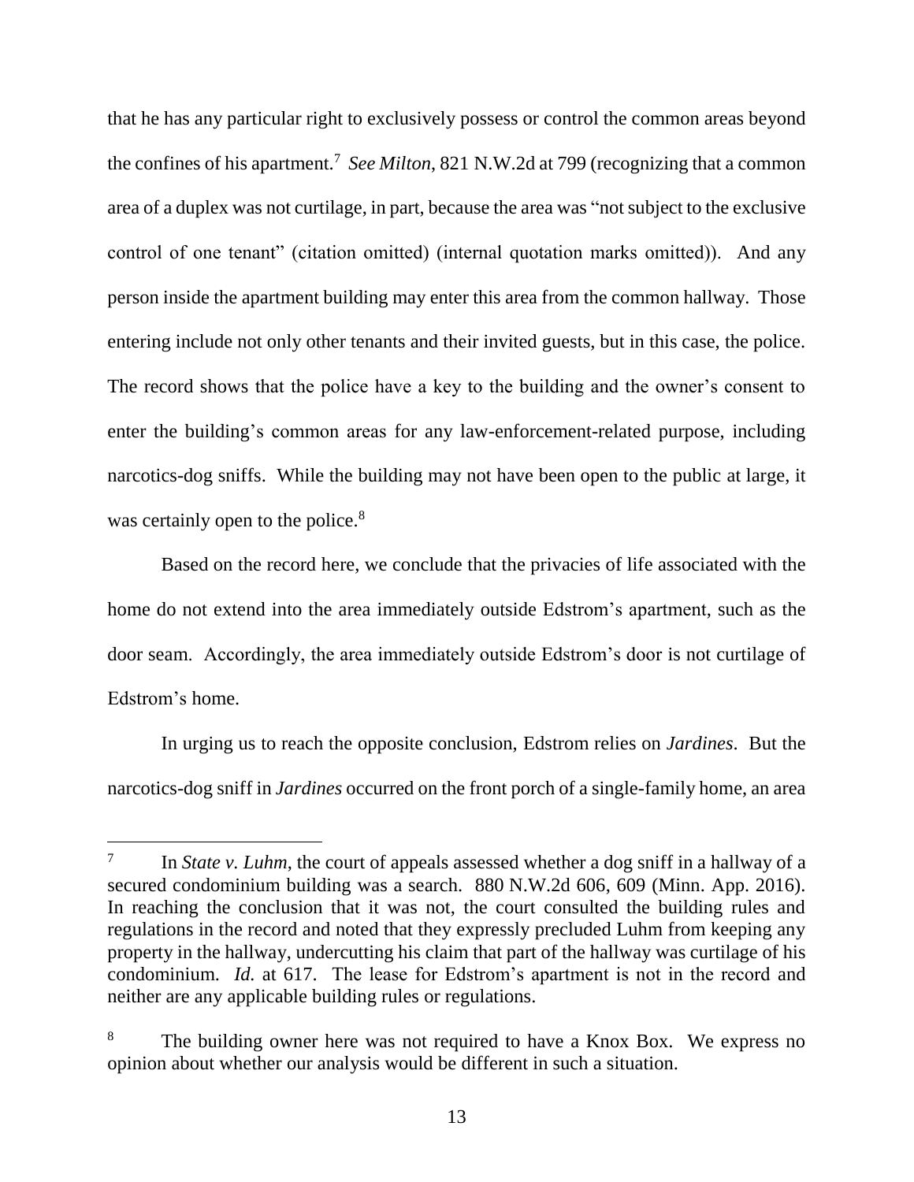that he has any particular right to exclusively possess or control the common areas beyond the confines of his apartment.[7] *See Milton*, 821 N.W.2d at 799 (recognizing that a common area of a duplex was not curtilage, in part, because the area was "not subject to the exclusive control of one tenant" (citation omitted) (internal quotation marks omitted)). And any person inside the apartment building may enter this area from the common hallway. Those entering include not only other tenants and their invited guests, but in this case, the police. The record shows that the police have a key to the building and the owner's consent to enter the building's common areas for any law-enforcement-related purpose, including narcotics-dog sniffs. While the building may not have been open to the public at large, it was certainly open to the police.[8]

Based on the record here, we conclude that the privacies of life associated with the home do not extend into the area immediately outside Edstrom's apartment, such as the door seam. Accordingly, the area immediately outside Edstrom's door is not curtilage of Edstrom's home.

In urging us to reach the opposite conclusion, Edstrom relies on *Jardines*. But the narcotics-dog sniff in *Jardines* occurred on the front porch of a single-family home, an area

---

[7] In *State v. Luhm*, the court of appeals assessed whether a dog sniff in a hallway of a secured condominium building was a search. 880 N.W.2d 606, 609 (Minn. App. 2016). In reaching the conclusion that it was not, the court consulted the building rules and regulations in the record and noted that they expressly precluded Luhm from keeping any property in the hallway, undercutting his claim that part of the hallway was curtilage of his condominium. *Id.* at 617. The lease for Edstrom's apartment is not in the record and neither are any applicable building rules or regulations.

[8] The building owner here was not required to have a Knox Box. We express no opinion about whether our analysis would be different in such a situation.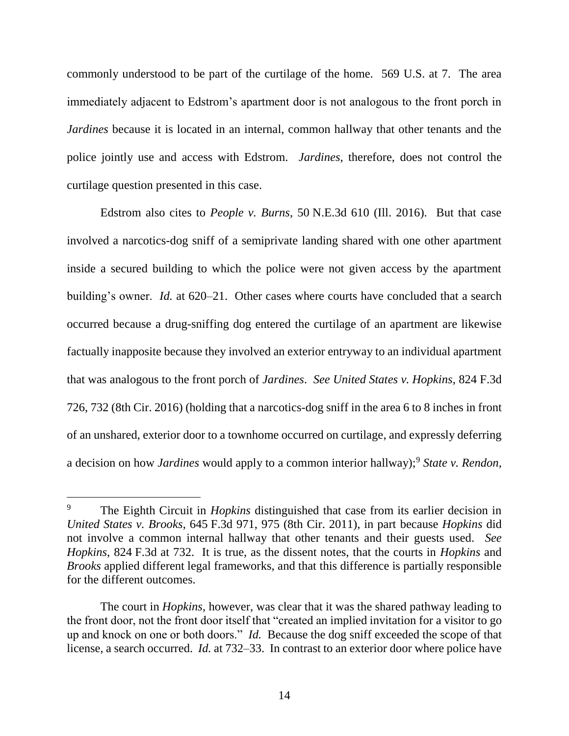commonly understood to be part of the curtilage of the home. 569 U.S. at 7. The area immediately adjacent to Edstrom's apartment door is not analogous to the front porch in *Jardines* because it is located in an internal, common hallway that other tenants and the police jointly use and access with Edstrom. *Jardines*, therefore, does not control the curtilage question presented in this case.

Edstrom also cites to *People v. Burns*, 50 N.E.3d 610 (Ill. 2016). But that case involved a narcotics-dog sniff of a semiprivate landing shared with one other apartment inside a secured building to which the police were not given access by the apartment building's owner. *Id.* at 620–21. Other cases where courts have concluded that a search occurred because a drug-sniffing dog entered the curtilage of an apartment are likewise factually inapposite because they involved an exterior entryway to an individual apartment that was analogous to the front porch of *Jardines*. *See United States v. Hopkins*, 824 F.3d 726, 732 (8th Cir. 2016) (holding that a narcotics-dog sniff in the area 6 to 8 inches in front of an unshared, exterior door to a townhome occurred on curtilage, and expressly deferring a decision on how *Jardines* would apply to a common interior hallway);[9] *State v. Rendon*,

---

[9] The Eighth Circuit in *Hopkins* distinguished that case from its earlier decision in *United States v. Brooks*, 645 F.3d 971, 975 (8th Cir. 2011), in part because *Hopkins* did not involve a common internal hallway that other tenants and their guests used. *See Hopkins*, 824 F.3d at 732. It is true, as the dissent notes, that the courts in *Hopkins* and *Brooks* applied different legal frameworks, and that this difference is partially responsible for the different outcomes.

The court in *Hopkins*, however, was clear that it was the shared pathway leading to the front door, not the front door itself that "created an implied invitation for a visitor to go up and knock on one or both doors." *Id.* Because the dog sniff exceeded the scope of that license, a search occurred. *Id.* at 732–33. In contrast to an exterior door where police have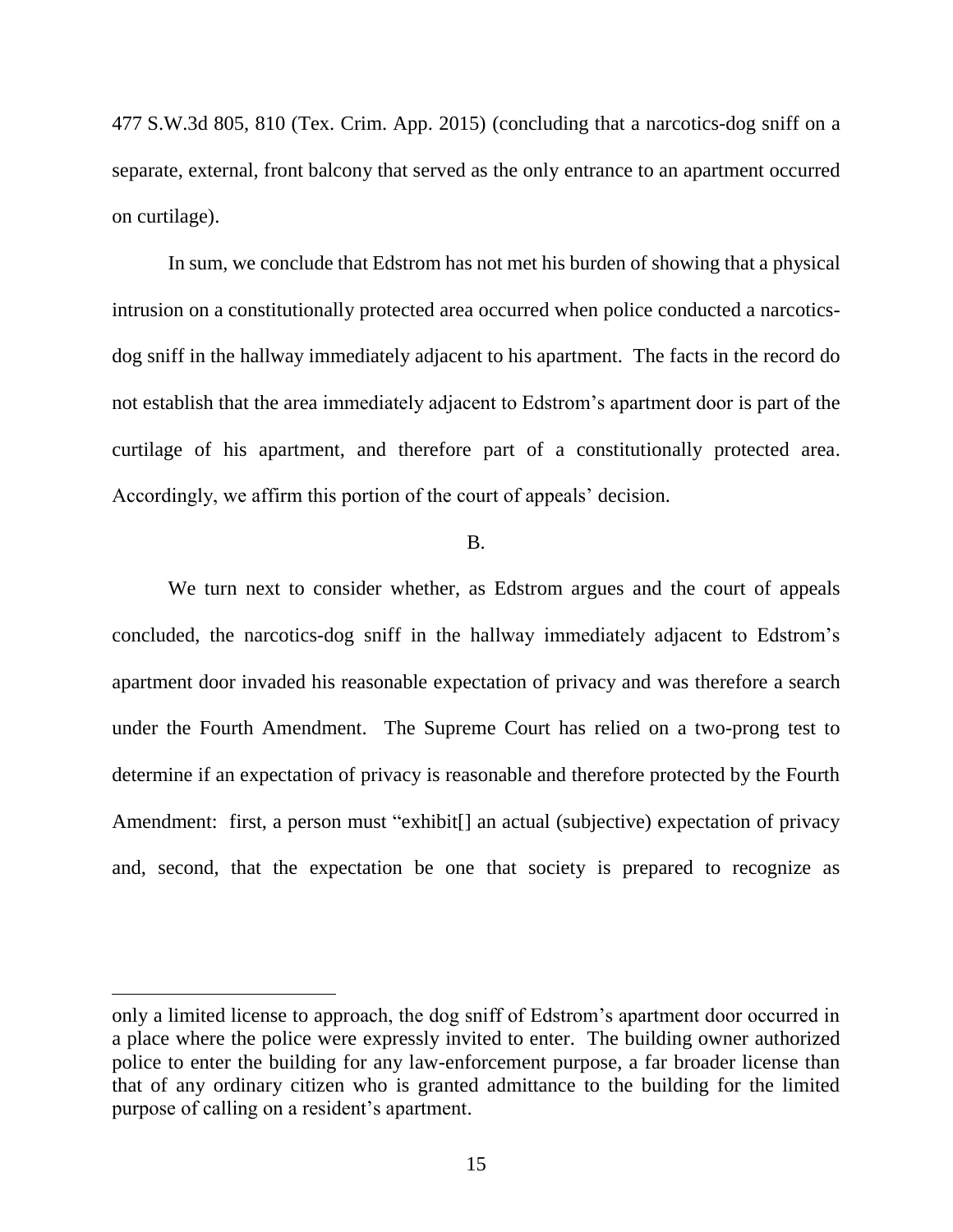477 S.W.3d 805, 810 (Tex. Crim. App. 2015) (concluding that a narcotics-dog sniff on a separate, external, front balcony that served as the only entrance to an apartment occurred on curtilage).

In sum, we conclude that Edstrom has not met his burden of showing that a physical intrusion on a constitutionally protected area occurred when police conducted a narcotics-dog sniff in the hallway immediately adjacent to his apartment. The facts in the record do not establish that the area immediately adjacent to Edstrom's apartment door is part of the curtilage of his apartment, and therefore part of a constitutionally protected area. Accordingly, we affirm this portion of the court of appeals' decision.

B.

We turn next to consider whether, as Edstrom argues and the court of appeals concluded, the narcotics-dog sniff in the hallway immediately adjacent to Edstrom's apartment door invaded his reasonable expectation of privacy and was therefore a search under the Fourth Amendment. The Supreme Court has relied on a two-prong test to determine if an expectation of privacy is reasonable and therefore protected by the Fourth Amendment: first, a person must "exhibit[] an actual (subjective) expectation of privacy and, second, that the expectation be one that society is prepared to recognize as

---

only a limited license to approach, the dog sniff of Edstrom's apartment door occurred in a place where the police were expressly invited to enter. The building owner authorized police to enter the building for any law-enforcement purpose, a far broader license than that of any ordinary citizen who is granted admittance to the building for the limited purpose of calling on a resident's apartment.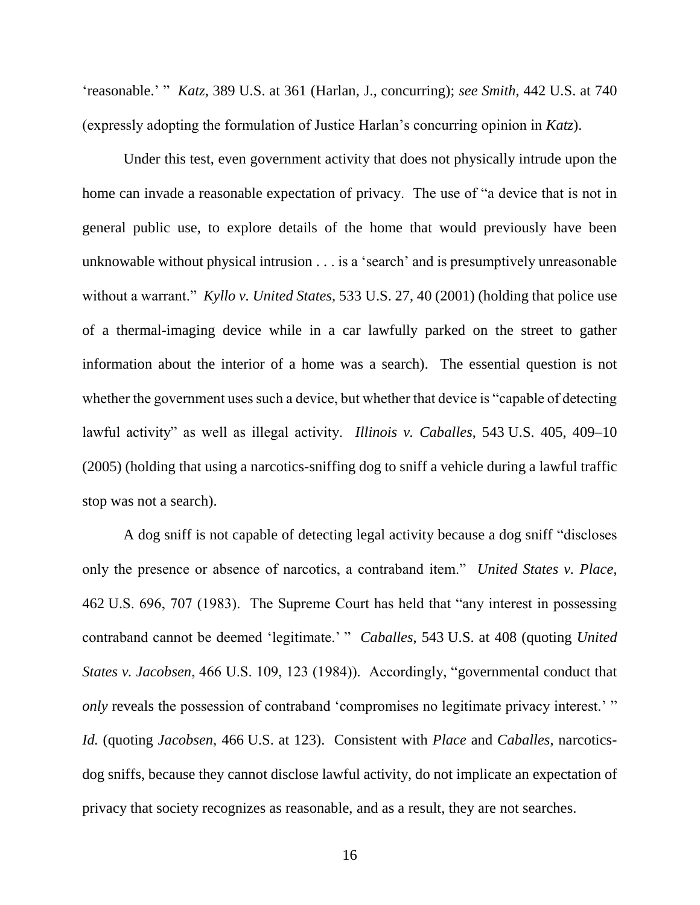'reasonable.' " *Katz*, 389 U.S. at 361 (Harlan, J., concurring); *see Smith*, 442 U.S. at 740 (expressly adopting the formulation of Justice Harlan's concurring opinion in *Katz*).

Under this test, even government activity that does not physically intrude upon the home can invade a reasonable expectation of privacy. The use of "a device that is not in general public use, to explore details of the home that would previously have been unknowable without physical intrusion . . . is a 'search' and is presumptively unreasonable without a warrant." *Kyllo v. United States*, 533 U.S. 27, 40 (2001) (holding that police use of a thermal-imaging device while in a car lawfully parked on the street to gather information about the interior of a home was a search). The essential question is not whether the government uses such a device, but whether that device is "capable of detecting lawful activity" as well as illegal activity. *Illinois v. Caballes*, 543 U.S. 405, 409–10 (2005) (holding that using a narcotics-sniffing dog to sniff a vehicle during a lawful traffic stop was not a search).

A dog sniff is not capable of detecting legal activity because a dog sniff "discloses only the presence or absence of narcotics, a contraband item." *United States v. Place*, 462 U.S. 696, 707 (1983). The Supreme Court has held that "any interest in possessing contraband cannot be deemed 'legitimate.' " *Caballes*, 543 U.S. at 408 (quoting *United States v. Jacobsen*, 466 U.S. 109, 123 (1984)). Accordingly, "governmental conduct that *only* reveals the possession of contraband 'compromises no legitimate privacy interest.' " *Id.* (quoting *Jacobsen*, 466 U.S. at 123). Consistent with *Place* and *Caballes*, narcotics-dog sniffs, because they cannot disclose lawful activity, do not implicate an expectation of privacy that society recognizes as reasonable, and as a result, they are not searches.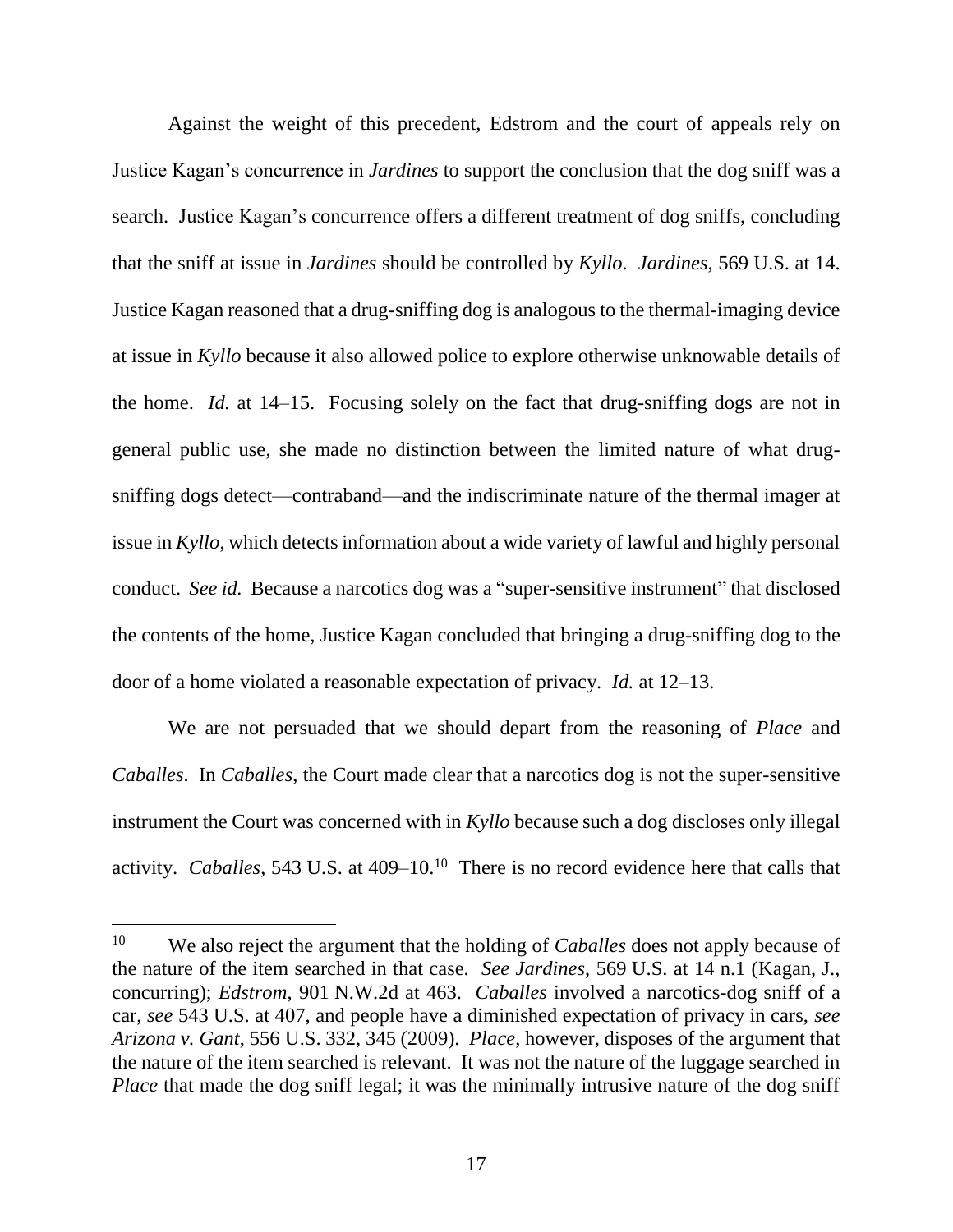Against the weight of this precedent, Edstrom and the court of appeals rely on Justice Kagan's concurrence in *Jardines* to support the conclusion that the dog sniff was a search. Justice Kagan's concurrence offers a different treatment of dog sniffs, concluding that the sniff at issue in *Jardines* should be controlled by *Kyllo*. *Jardines*, 569 U.S. at 14. Justice Kagan reasoned that a drug-sniffing dog is analogous to the thermal-imaging device at issue in *Kyllo* because it also allowed police to explore otherwise unknowable details of the home. *Id.* at 14–15. Focusing solely on the fact that drug-sniffing dogs are not in general public use, she made no distinction between the limited nature of what drug-sniffing dogs detect—contraband—and the indiscriminate nature of the thermal imager at issue in *Kyllo*, which detects information about a wide variety of lawful and highly personal conduct. *See id.* Because a narcotics dog was a "super-sensitive instrument" that disclosed the contents of the home, Justice Kagan concluded that bringing a drug-sniffing dog to the door of a home violated a reasonable expectation of privacy. *Id.* at 12–13.

We are not persuaded that we should depart from the reasoning of *Place* and *Caballes*. In *Caballes*, the Court made clear that a narcotics dog is not the super-sensitive instrument the Court was concerned with in *Kyllo* because such a dog discloses only illegal activity. *Caballes*, 543 U.S. at 409–10.[10] There is no record evidence here that calls that

---

[10] We also reject the argument that the holding of *Caballes* does not apply because of the nature of the item searched in that case. *See Jardines*, 569 U.S. at 14 n.1 (Kagan, J., concurring); *Edstrom*, 901 N.W.2d at 463. *Caballes* involved a narcotics-dog sniff of a car, *see* 543 U.S. at 407, and people have a diminished expectation of privacy in cars, *see Arizona v. Gant*, 556 U.S. 332, 345 (2009). *Place*, however, disposes of the argument that the nature of the item searched is relevant. It was not the nature of the luggage searched in *Place* that made the dog sniff legal; it was the minimally intrusive nature of the dog sniff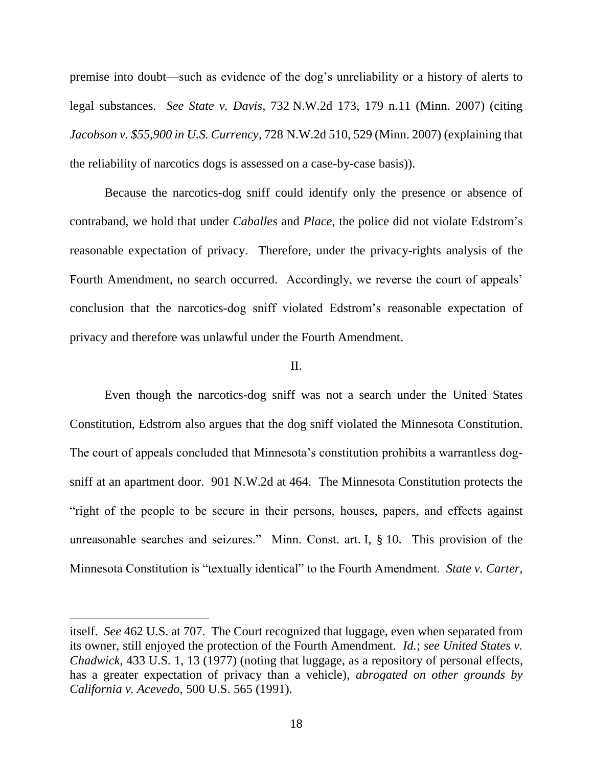premise into doubt—such as evidence of the dog's unreliability or a history of alerts to legal substances. *See State v. Davis*, 732 N.W.2d 173, 179 n.11 (Minn. 2007) (citing *Jacobson v. $55,900 in U.S. Currency*, 728 N.W.2d 510, 529 (Minn. 2007) (explaining that the reliability of narcotics dogs is assessed on a case-by-case basis)).

Because the narcotics-dog sniff could identify only the presence or absence of contraband, we hold that under *Caballes* and *Place*, the police did not violate Edstrom's reasonable expectation of privacy. Therefore, under the privacy-rights analysis of the Fourth Amendment, no search occurred. Accordingly, we reverse the court of appeals' conclusion that the narcotics-dog sniff violated Edstrom's reasonable expectation of privacy and therefore was unlawful under the Fourth Amendment.

II.

Even though the narcotics-dog sniff was not a search under the United States Constitution, Edstrom also argues that the dog sniff violated the Minnesota Constitution. The court of appeals concluded that Minnesota's constitution prohibits a warrantless dog-sniff at an apartment door. 901 N.W.2d at 464. The Minnesota Constitution protects the "right of the people to be secure in their persons, houses, papers, and effects against unreasonable searches and seizures." Minn. Const. art. I, § 10. This provision of the Minnesota Constitution is "textually identical" to the Fourth Amendment. *State v. Carter*,

---

itself. *See* 462 U.S. at 707. The Court recognized that luggage, even when separated from its owner, still enjoyed the protection of the Fourth Amendment. *Id.*; *see United States v. Chadwick*, 433 U.S. 1, 13 (1977) (noting that luggage, as a repository of personal effects, has a greater expectation of privacy than a vehicle), *abrogated on other grounds by California v. Acevedo*, 500 U.S. 565 (1991).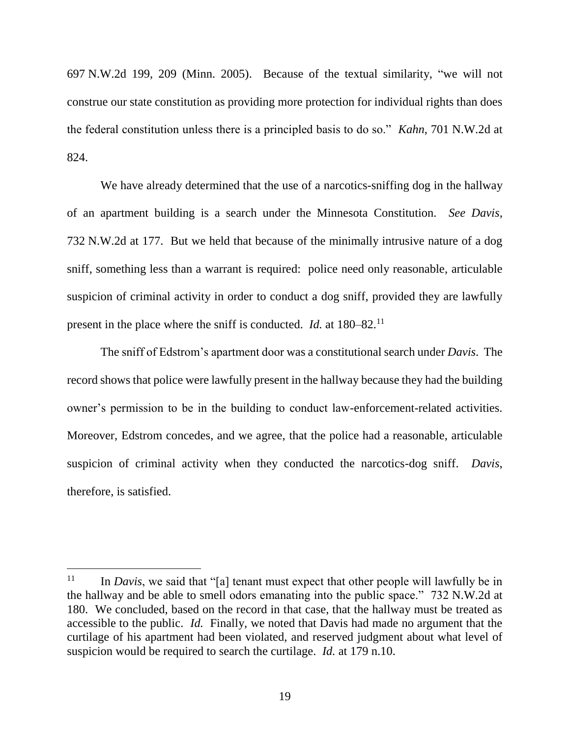697 N.W.2d 199, 209 (Minn. 2005). Because of the textual similarity, "we will not construe our state constitution as providing more protection for individual rights than does the federal constitution unless there is a principled basis to do so." *Kahn*, 701 N.W.2d at 824.

We have already determined that the use of a narcotics-sniffing dog in the hallway of an apartment building is a search under the Minnesota Constitution. *See Davis*, 732 N.W.2d at 177. But we held that because of the minimally intrusive nature of a dog sniff, something less than a warrant is required: police need only reasonable, articulable suspicion of criminal activity in order to conduct a dog sniff, provided they are lawfully present in the place where the sniff is conducted. *Id.* at 180–82.[11]

The sniff of Edstrom's apartment door was a constitutional search under *Davis*. The record shows that police were lawfully present in the hallway because they had the building owner's permission to be in the building to conduct law-enforcement-related activities. Moreover, Edstrom concedes, and we agree, that the police had a reasonable, articulable suspicion of criminal activity when they conducted the narcotics-dog sniff. *Davis*, therefore, is satisfied.

---

[11] In *Davis*, we said that "[a] tenant must expect that other people will lawfully be in the hallway and be able to smell odors emanating into the public space." 732 N.W.2d at 180. We concluded, based on the record in that case, that the hallway must be treated as accessible to the public. *Id.* Finally, we noted that Davis had made no argument that the curtilage of his apartment had been violated, and reserved judgment about what level of suspicion would be required to search the curtilage. *Id.* at 179 n.10.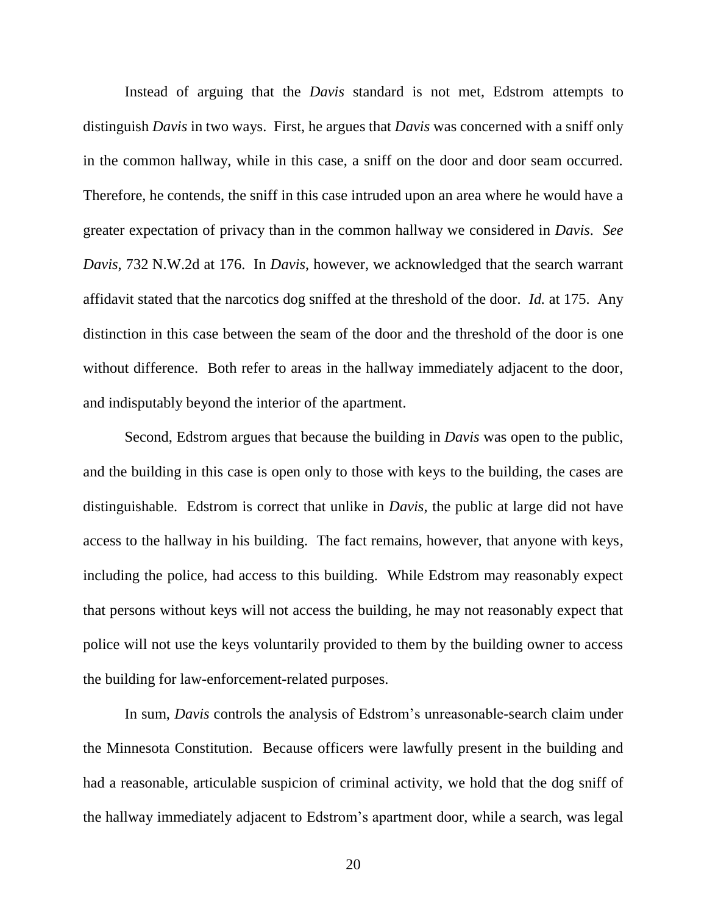Instead of arguing that the *Davis* standard is not met, Edstrom attempts to distinguish *Davis* in two ways. First, he argues that *Davis* was concerned with a sniff only in the common hallway, while in this case, a sniff on the door and door seam occurred. Therefore, he contends, the sniff in this case intruded upon an area where he would have a greater expectation of privacy than in the common hallway we considered in *Davis*. *See Davis*, 732 N.W.2d at 176. In *Davis*, however, we acknowledged that the search warrant affidavit stated that the narcotics dog sniffed at the threshold of the door. *Id.* at 175. Any distinction in this case between the seam of the door and the threshold of the door is one without difference. Both refer to areas in the hallway immediately adjacent to the door, and indisputably beyond the interior of the apartment.

Second, Edstrom argues that because the building in *Davis* was open to the public, and the building in this case is open only to those with keys to the building, the cases are distinguishable. Edstrom is correct that unlike in *Davis*, the public at large did not have access to the hallway in his building. The fact remains, however, that anyone with keys, including the police, had access to this building. While Edstrom may reasonably expect that persons without keys will not access the building, he may not reasonably expect that police will not use the keys voluntarily provided to them by the building owner to access the building for law-enforcement-related purposes.

In sum, *Davis* controls the analysis of Edstrom's unreasonable-search claim under the Minnesota Constitution. Because officers were lawfully present in the building and had a reasonable, articulable suspicion of criminal activity, we hold that the dog sniff of the hallway immediately adjacent to Edstrom's apartment door, while a search, was legal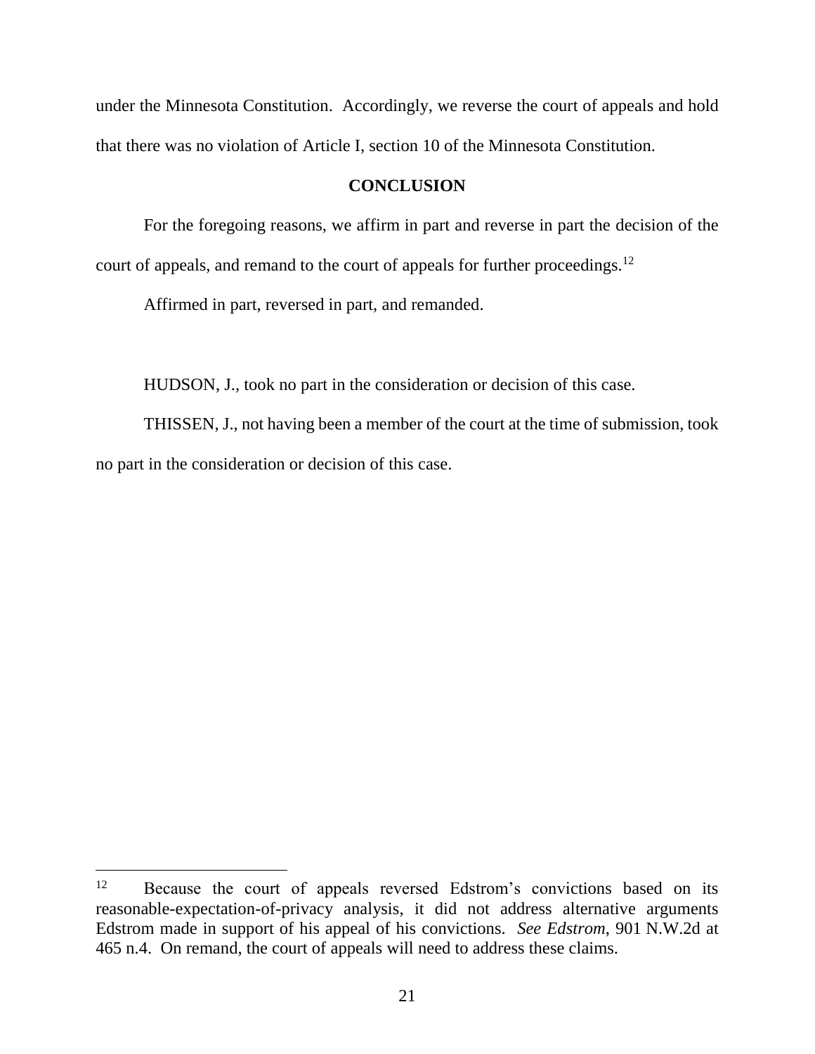under the Minnesota Constitution. Accordingly, we reverse the court of appeals and hold that there was no violation of Article I, section 10 of the Minnesota Constitution.

## CONCLUSION

For the foregoing reasons, we affirm in part and reverse in part the decision of the court of appeals, and remand to the court of appeals for further proceedings.[12]

Affirmed in part, reversed in part, and remanded.

HUDSON, J., took no part in the consideration or decision of this case.

THISSEN, J., not having been a member of the court at the time of submission, took no part in the consideration or decision of this case.

---

[12] Because the court of appeals reversed Edstrom's convictions based on its reasonable-expectation-of-privacy analysis, it did not address alternative arguments Edstrom made in support of his appeal of his convictions. *See Edstrom*, 901 N.W.2d at 465 n.4. On remand, the court of appeals will need to address these claims.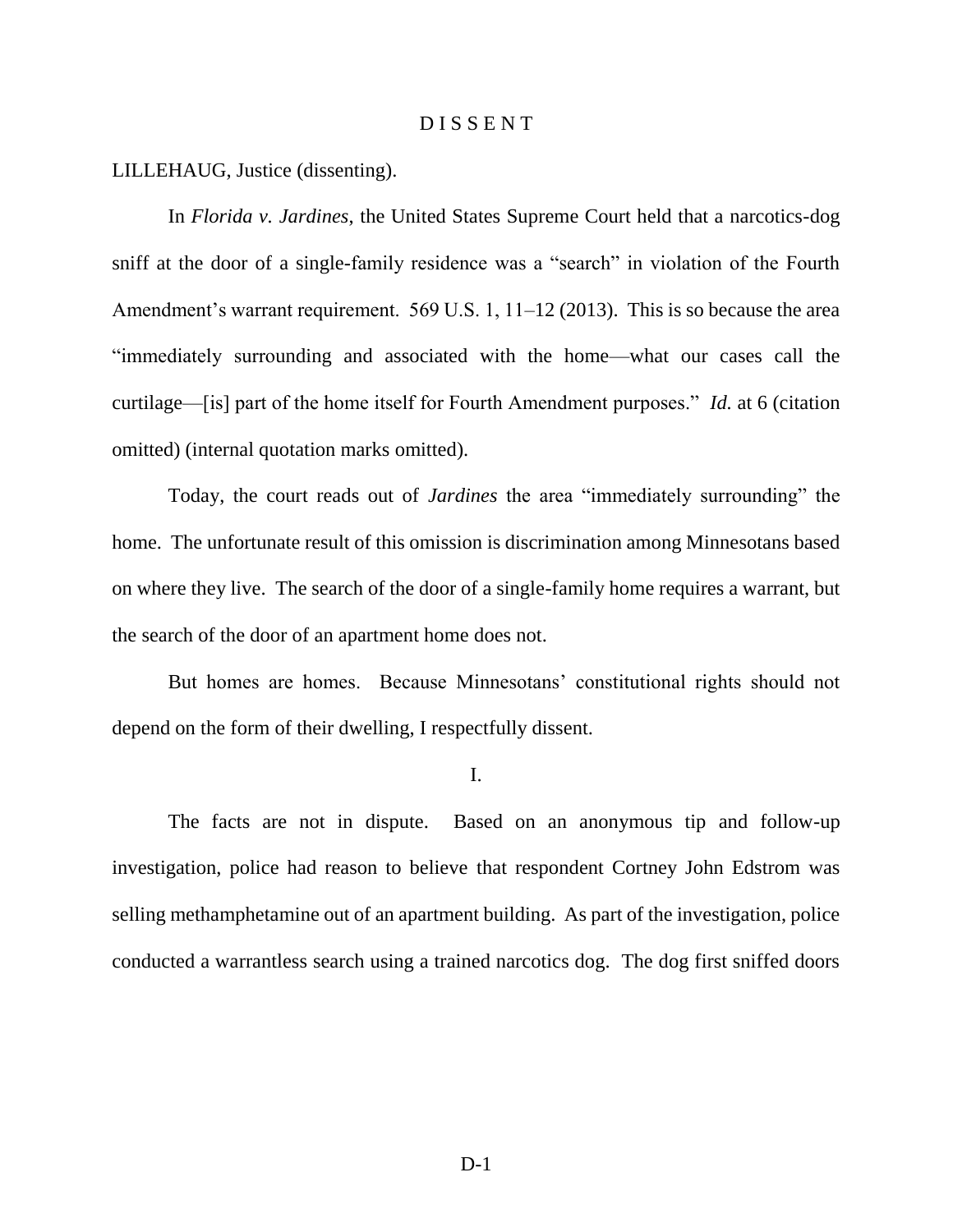# D I S S E N T

LILLEHAUG, Justice (dissenting).

In *Florida v. Jardines*, the United States Supreme Court held that a narcotics-dog sniff at the door of a single-family residence was a "search" in violation of the Fourth Amendment's warrant requirement. 569 U.S. 1, 11–12 (2013). This is so because the area "immediately surrounding and associated with the home—what our cases call the curtilage—[is] part of the home itself for Fourth Amendment purposes." *Id.* at 6 (citation omitted) (internal quotation marks omitted).

Today, the court reads out of *Jardines* the area "immediately surrounding" the home. The unfortunate result of this omission is discrimination among Minnesotans based on where they live. The search of the door of a single-family home requires a warrant, but the search of the door of an apartment home does not.

But homes are homes. Because Minnesotans' constitutional rights should not depend on the form of their dwelling, I respectfully dissent.

## I.

The facts are not in dispute. Based on an anonymous tip and follow-up investigation, police had reason to believe that respondent Cortney John Edstrom was selling methamphetamine out of an apartment building. As part of the investigation, police conducted a warrantless search using a trained narcotics dog. The dog first sniffed doors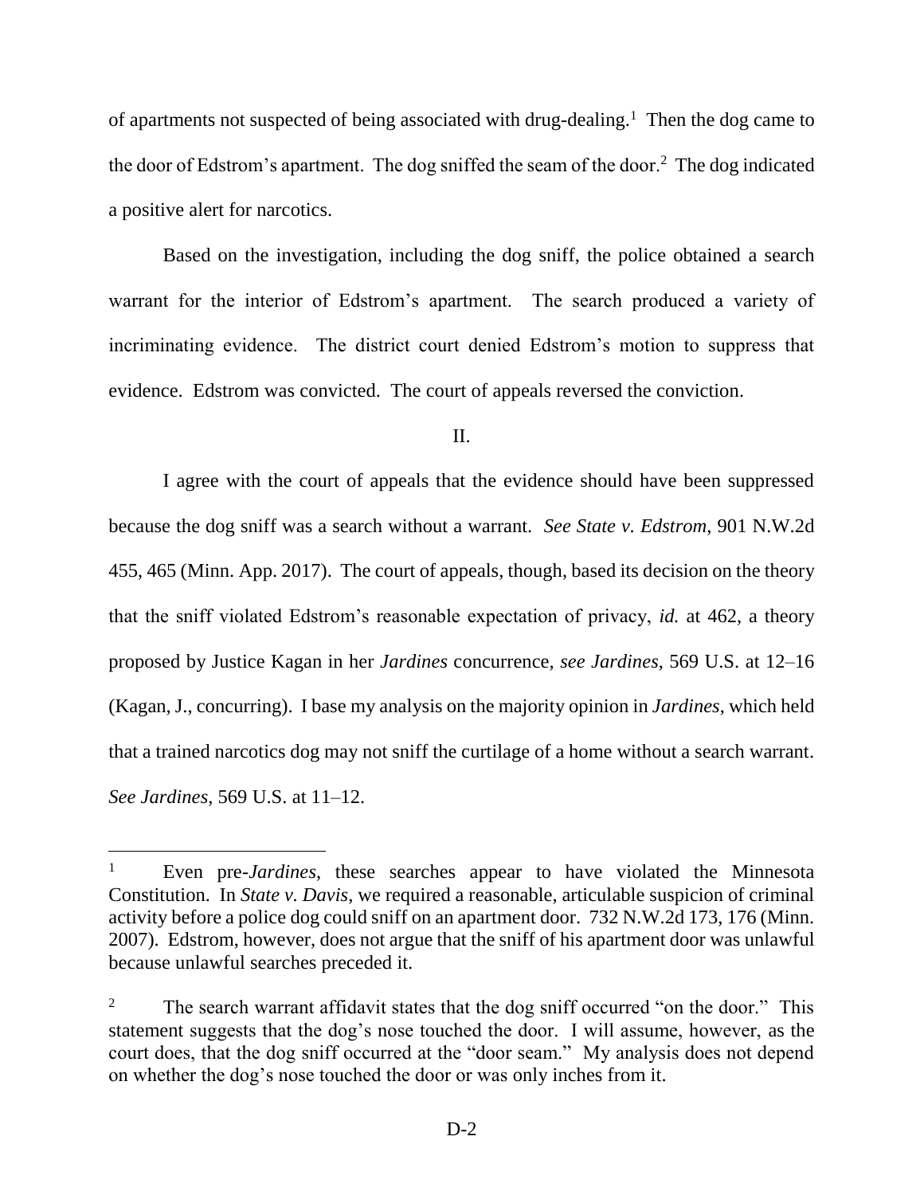of apartments not suspected of being associated with drug-dealing.[1] Then the dog came to the door of Edstrom's apartment. The dog sniffed the seam of the door.[2] The dog indicated a positive alert for narcotics.

Based on the investigation, including the dog sniff, the police obtained a search warrant for the interior of Edstrom's apartment. The search produced a variety of incriminating evidence. The district court denied Edstrom's motion to suppress that evidence. Edstrom was convicted. The court of appeals reversed the conviction.

II.

I agree with the court of appeals that the evidence should have been suppressed because the dog sniff was a search without a warrant. *See State v. Edstrom*, 901 N.W.2d 455, 465 (Minn. App. 2017). The court of appeals, though, based its decision on the theory that the sniff violated Edstrom's reasonable expectation of privacy, *id.* at 462, a theory proposed by Justice Kagan in her *Jardines* concurrence, *see Jardines*, 569 U.S. at 12–16 (Kagan, J., concurring). I base my analysis on the majority opinion in *Jardines*, which held that a trained narcotics dog may not sniff the curtilage of a home without a search warrant. *See Jardines*, 569 U.S. at 11–12.

---

[1] Even pre-*Jardines*, these searches appear to have violated the Minnesota Constitution. In *State v. Davis*, we required a reasonable, articulable suspicion of criminal activity before a police dog could sniff on an apartment door. 732 N.W.2d 173, 176 (Minn. 2007). Edstrom, however, does not argue that the sniff of his apartment door was unlawful because unlawful searches preceded it.

[2] The search warrant affidavit states that the dog sniff occurred "on the door." This statement suggests that the dog's nose touched the door. I will assume, however, as the court does, that the dog sniff occurred at the "door seam." My analysis does not depend on whether the dog's nose touched the door or was only inches from it.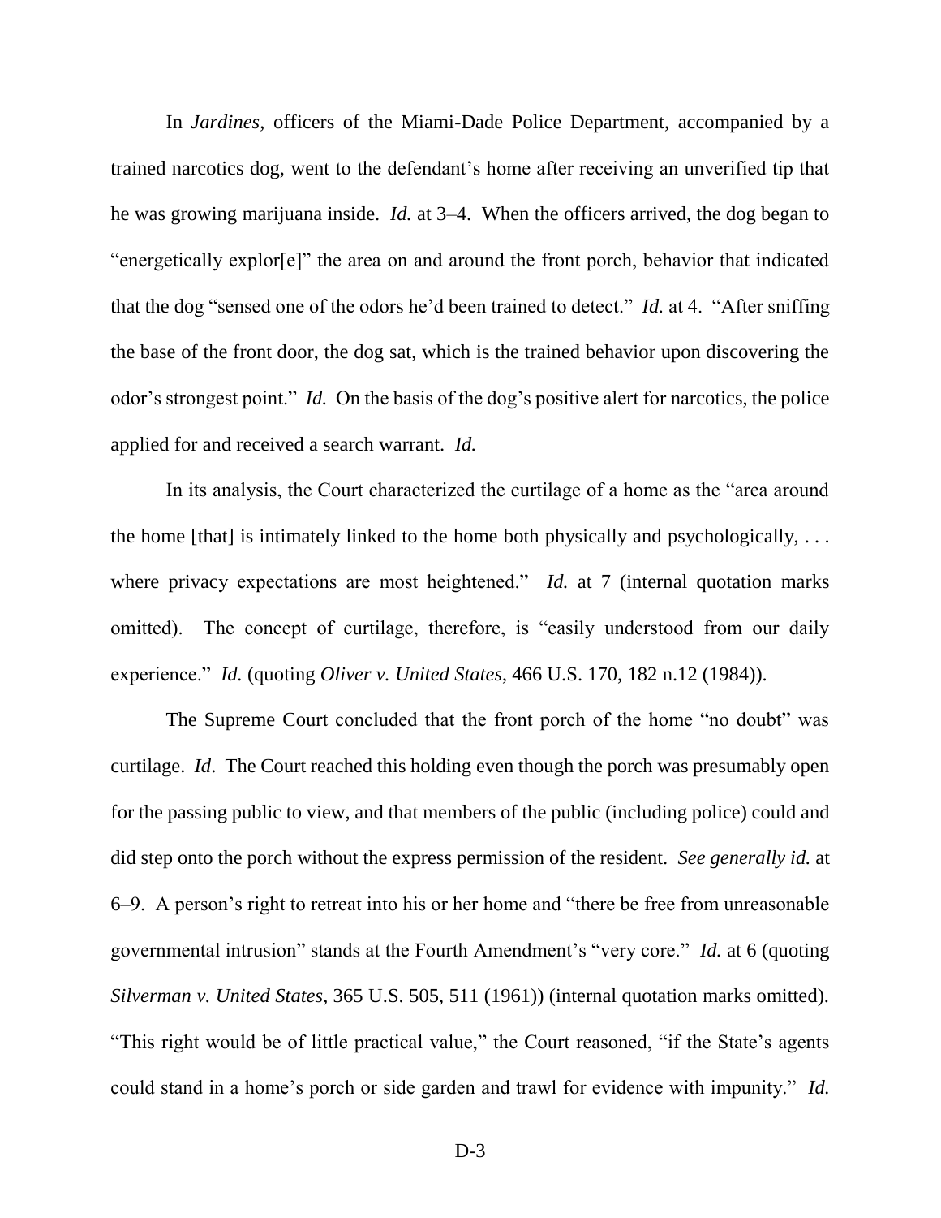In *Jardines*, officers of the Miami-Dade Police Department, accompanied by a trained narcotics dog, went to the defendant's home after receiving an unverified tip that he was growing marijuana inside. *Id.* at 3–4. When the officers arrived, the dog began to "energetically explor[e]" the area on and around the front porch, behavior that indicated that the dog "sensed one of the odors he'd been trained to detect." *Id.* at 4. "After sniffing the base of the front door, the dog sat, which is the trained behavior upon discovering the odor's strongest point." *Id.* On the basis of the dog's positive alert for narcotics, the police applied for and received a search warrant. *Id.*

In its analysis, the Court characterized the curtilage of a home as the "area around the home [that] is intimately linked to the home both physically and psychologically, . . . where privacy expectations are most heightened." *Id.* at 7 (internal quotation marks omitted). The concept of curtilage, therefore, is "easily understood from our daily experience." *Id.* (quoting *Oliver v. United States*, 466 U.S. 170, 182 n.12 (1984)).

The Supreme Court concluded that the front porch of the home "no doubt" was curtilage. *Id*. The Court reached this holding even though the porch was presumably open for the passing public to view, and that members of the public (including police) could and did step onto the porch without the express permission of the resident. *See generally id.* at 6–9. A person's right to retreat into his or her home and "there be free from unreasonable governmental intrusion" stands at the Fourth Amendment's "very core." *Id.* at 6 (quoting *Silverman v. United States*, 365 U.S. 505, 511 (1961)) (internal quotation marks omitted). "This right would be of little practical value," the Court reasoned, "if the State's agents could stand in a home's porch or side garden and trawl for evidence with impunity." *Id.*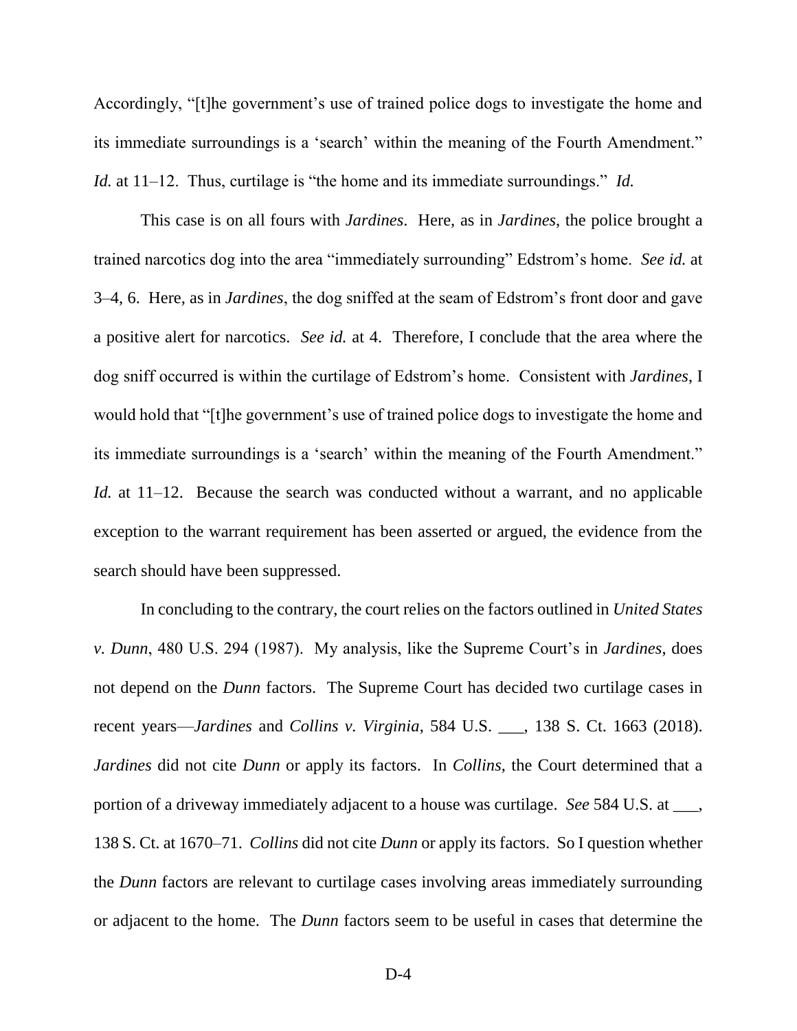Accordingly, "[t]he government's use of trained police dogs to investigate the home and its immediate surroundings is a 'search' within the meaning of the Fourth Amendment." *Id.* at 11–12. Thus, curtilage is "the home and its immediate surroundings." *Id.*

This case is on all fours with *Jardines*. Here, as in *Jardines*, the police brought a trained narcotics dog into the area "immediately surrounding" Edstrom's home. *See id.* at 3–4, 6. Here, as in *Jardines*, the dog sniffed at the seam of Edstrom's front door and gave a positive alert for narcotics. *See id.* at 4. Therefore, I conclude that the area where the dog sniff occurred is within the curtilage of Edstrom's home. Consistent with *Jardines*, I would hold that "[t]he government's use of trained police dogs to investigate the home and its immediate surroundings is a 'search' within the meaning of the Fourth Amendment." *Id.* at 11–12. Because the search was conducted without a warrant, and no applicable exception to the warrant requirement has been asserted or argued, the evidence from the search should have been suppressed.

In concluding to the contrary, the court relies on the factors outlined in *United States v. Dunn*, 480 U.S. 294 (1987). My analysis, like the Supreme Court's in *Jardines*, does not depend on the *Dunn* factors. The Supreme Court has decided two curtilage cases in recent years—*Jardines* and *Collins v. Virginia*, 584 U.S. ___, 138 S. Ct. 1663 (2018). *Jardines* did not cite *Dunn* or apply its factors. In *Collins*, the Court determined that a portion of a driveway immediately adjacent to a house was curtilage. *See* 584 U.S. at ___, 138 S. Ct. at 1670–71. *Collins* did not cite *Dunn* or apply its factors. So I question whether the *Dunn* factors are relevant to curtilage cases involving areas immediately surrounding or adjacent to the home. The *Dunn* factors seem to be useful in cases that determine the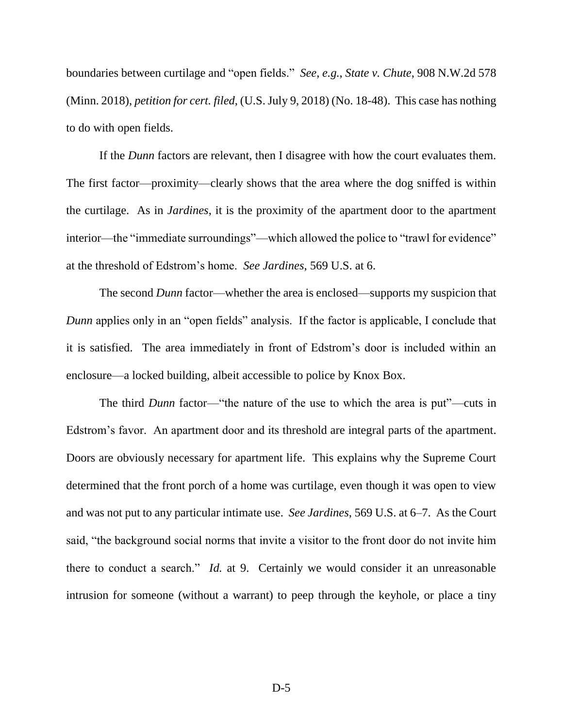boundaries between curtilage and "open fields." *See, e.g.*, *State v. Chute*, 908 N.W.2d 578 (Minn. 2018), *petition for cert. filed*, (U.S. July 9, 2018) (No. 18-48). This case has nothing to do with open fields.

If the *Dunn* factors are relevant, then I disagree with how the court evaluates them. The first factor—proximity—clearly shows that the area where the dog sniffed is within the curtilage. As in *Jardines*, it is the proximity of the apartment door to the apartment interior—the "immediate surroundings"—which allowed the police to "trawl for evidence" at the threshold of Edstrom's home. *See Jardines*, 569 U.S. at 6.

The second *Dunn* factor—whether the area is enclosed—supports my suspicion that *Dunn* applies only in an "open fields" analysis. If the factor is applicable, I conclude that it is satisfied. The area immediately in front of Edstrom's door is included within an enclosure—a locked building, albeit accessible to police by Knox Box.

The third *Dunn* factor—"the nature of the use to which the area is put"—cuts in Edstrom's favor. An apartment door and its threshold are integral parts of the apartment. Doors are obviously necessary for apartment life. This explains why the Supreme Court determined that the front porch of a home was curtilage, even though it was open to view and was not put to any particular intimate use. *See Jardines*, 569 U.S. at 6–7. As the Court said, "the background social norms that invite a visitor to the front door do not invite him there to conduct a search." *Id.* at 9. Certainly we would consider it an unreasonable intrusion for someone (without a warrant) to peep through the keyhole, or place a tiny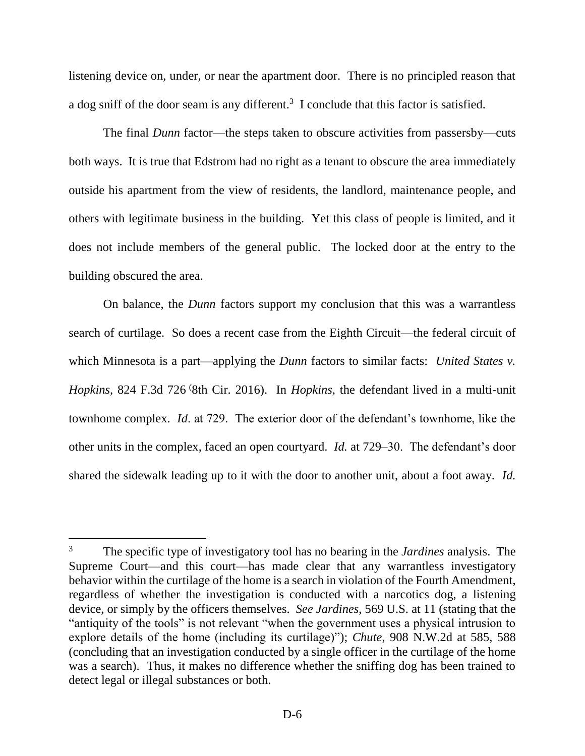listening device on, under, or near the apartment door. There is no principled reason that a dog sniff of the door seam is any different.[3] I conclude that this factor is satisfied.

The final *Dunn* factor—the steps taken to obscure activities from passersby—cuts both ways. It is true that Edstrom had no right as a tenant to obscure the area immediately outside his apartment from the view of residents, the landlord, maintenance people, and others with legitimate business in the building. Yet this class of people is limited, and it does not include members of the general public. The locked door at the entry to the building obscured the area.

On balance, the *Dunn* factors support my conclusion that this was a warrantless search of curtilage. So does a recent case from the Eighth Circuit—the federal circuit of which Minnesota is a part—applying the *Dunn* factors to similar facts: *United States v. Hopkins*, 824 F.3d 726 (8th Cir. 2016). In *Hopkins*, the defendant lived in a multi-unit townhome complex. *Id*. at 729. The exterior door of the defendant's townhome, like the other units in the complex, faced an open courtyard. *Id.* at 729–30. The defendant's door shared the sidewalk leading up to it with the door to another unit, about a foot away. *Id.*

---

[3] The specific type of investigatory tool has no bearing in the *Jardines* analysis. The Supreme Court—and this court—has made clear that any warrantless investigatory behavior within the curtilage of the home is a search in violation of the Fourth Amendment, regardless of whether the investigation is conducted with a narcotics dog, a listening device, or simply by the officers themselves. *See Jardines*, 569 U.S. at 11 (stating that the "antiquity of the tools" is not relevant "when the government uses a physical intrusion to explore details of the home (including its curtilage)"); *Chute*, 908 N.W.2d at 585, 588 (concluding that an investigation conducted by a single officer in the curtilage of the home was a search). Thus, it makes no difference whether the sniffing dog has been trained to detect legal or illegal substances or both.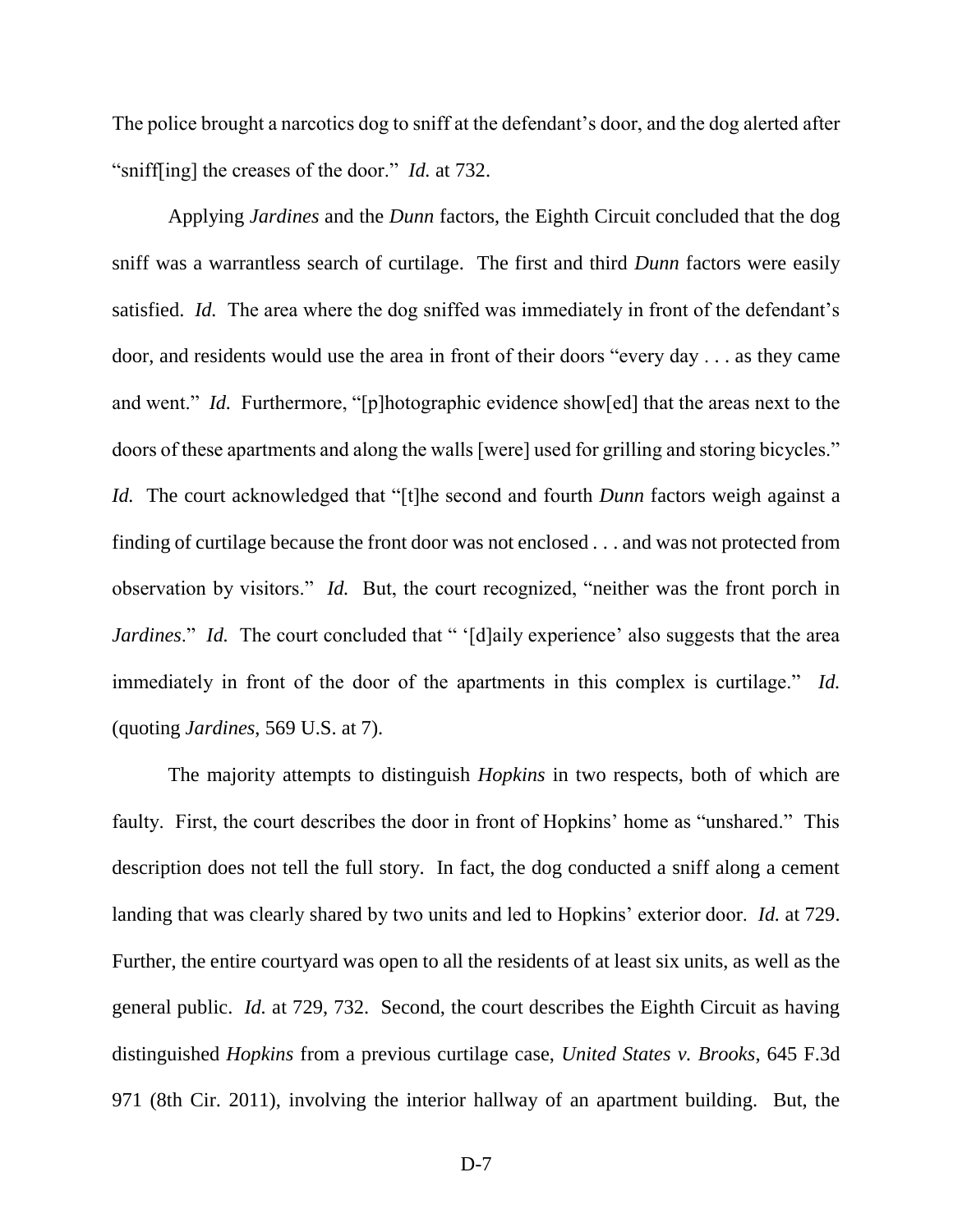The police brought a narcotics dog to sniff at the defendant's door, and the dog alerted after "sniff[ing] the creases of the door." *Id.* at 732.

Applying *Jardines* and the *Dunn* factors, the Eighth Circuit concluded that the dog sniff was a warrantless search of curtilage. The first and third *Dunn* factors were easily satisfied. *Id.* The area where the dog sniffed was immediately in front of the defendant's door, and residents would use the area in front of their doors "every day . . . as they came and went." *Id.* Furthermore, "[p]hotographic evidence show[ed] that the areas next to the doors of these apartments and along the walls [were] used for grilling and storing bicycles." *Id.* The court acknowledged that "[t]he second and fourth *Dunn* factors weigh against a finding of curtilage because the front door was not enclosed . . . and was not protected from observation by visitors." *Id.* But, the court recognized, "neither was the front porch in *Jardines*." *Id.* The court concluded that " '[d]aily experience' also suggests that the area immediately in front of the door of the apartments in this complex is curtilage." *Id.* (quoting *Jardines*, 569 U.S. at 7).

The majority attempts to distinguish *Hopkins* in two respects, both of which are faulty. First, the court describes the door in front of Hopkins' home as "unshared." This description does not tell the full story. In fact, the dog conducted a sniff along a cement landing that was clearly shared by two units and led to Hopkins' exterior door. *Id.* at 729. Further, the entire courtyard was open to all the residents of at least six units, as well as the general public. *Id.* at 729, 732. Second, the court describes the Eighth Circuit as having distinguished *Hopkins* from a previous curtilage case, *United States v. Brooks*, 645 F.3d 971 (8th Cir. 2011), involving the interior hallway of an apartment building. But, the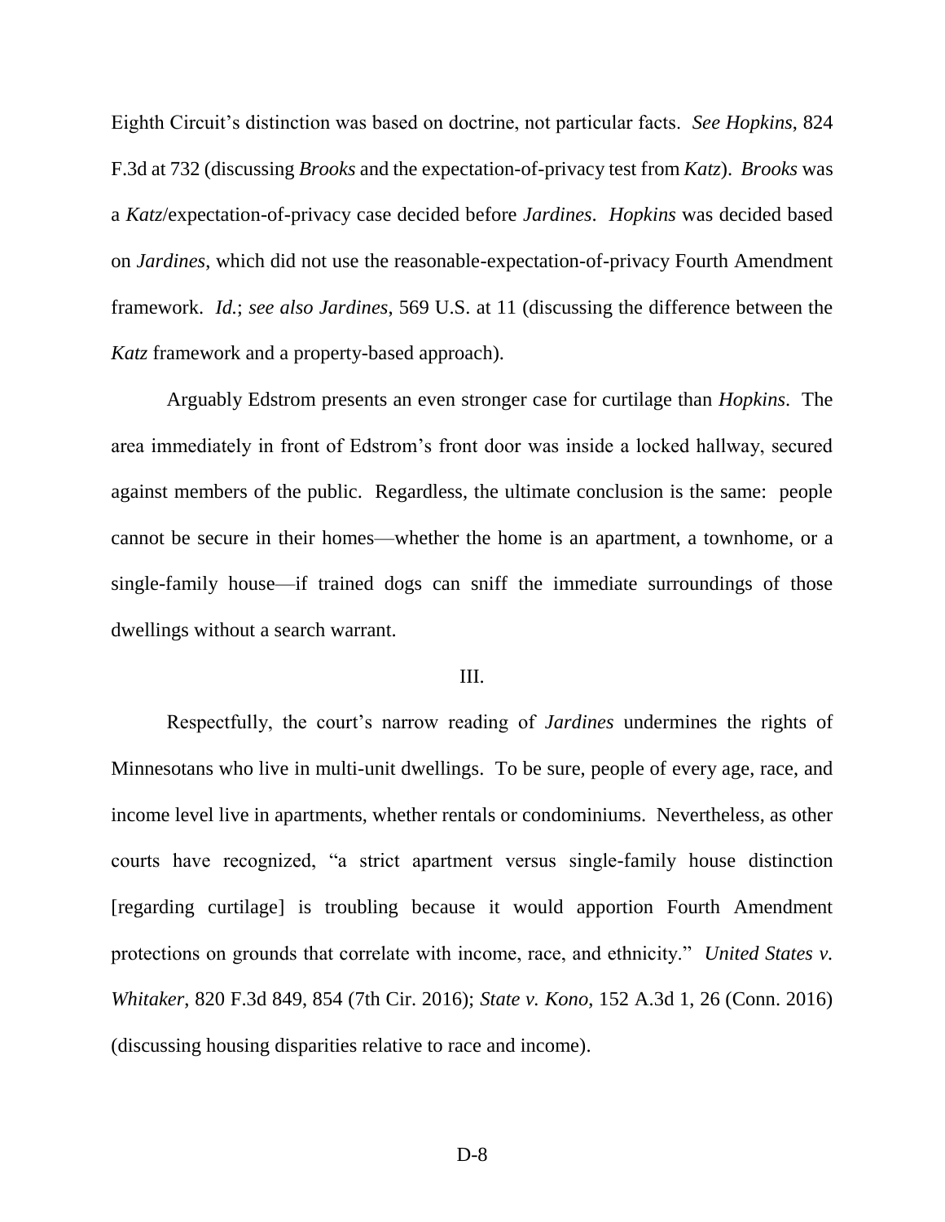Eighth Circuit's distinction was based on doctrine, not particular facts. *See Hopkins*, 824 F.3d at 732 (discussing *Brooks* and the expectation-of-privacy test from *Katz*). *Brooks* was a *Katz*/expectation-of-privacy case decided before *Jardines*. *Hopkins* was decided based on *Jardines*, which did not use the reasonable-expectation-of-privacy Fourth Amendment framework. *Id.*; *see also Jardines*, 569 U.S. at 11 (discussing the difference between the *Katz* framework and a property-based approach).

Arguably Edstrom presents an even stronger case for curtilage than *Hopkins*. The area immediately in front of Edstrom's front door was inside a locked hallway, secured against members of the public. Regardless, the ultimate conclusion is the same: people cannot be secure in their homes—whether the home is an apartment, a townhome, or a single-family house—if trained dogs can sniff the immediate surroundings of those dwellings without a search warrant.

III.

Respectfully, the court's narrow reading of *Jardines* undermines the rights of Minnesotans who live in multi-unit dwellings. To be sure, people of every age, race, and income level live in apartments, whether rentals or condominiums. Nevertheless, as other courts have recognized, "a strict apartment versus single-family house distinction [regarding curtilage] is troubling because it would apportion Fourth Amendment protections on grounds that correlate with income, race, and ethnicity." *United States v. Whitaker*, 820 F.3d 849, 854 (7th Cir. 2016); *State v. Kono*, 152 A.3d 1, 26 (Conn. 2016) (discussing housing disparities relative to race and income).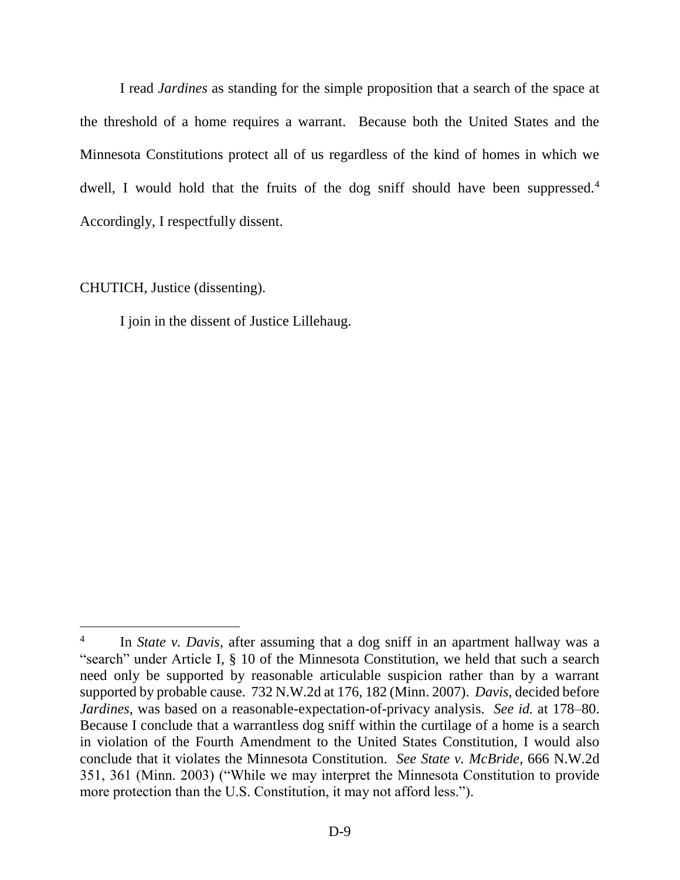I read *Jardines* as standing for the simple proposition that a search of the space at the threshold of a home requires a warrant. Because both the United States and the Minnesota Constitutions protect all of us regardless of the kind of homes in which we dwell, I would hold that the fruits of the dog sniff should have been suppressed.[4] Accordingly, I respectfully dissent.

CHUTICH, Justice (dissenting).

I join in the dissent of Justice Lillehaug.

---

[4] In *State v. Davis*, after assuming that a dog sniff in an apartment hallway was a "search" under Article I, § 10 of the Minnesota Constitution, we held that such a search need only be supported by reasonable articulable suspicion rather than by a warrant supported by probable cause. 732 N.W.2d at 176, 182 (Minn. 2007). *Davis*, decided before *Jardines*, was based on a reasonable-expectation-of-privacy analysis. *See id.* at 178–80. Because I conclude that a warrantless dog sniff within the curtilage of a home is a search in violation of the Fourth Amendment to the United States Constitution, I would also conclude that it violates the Minnesota Constitution. *See State v. McBride*, 666 N.W.2d 351, 361 (Minn. 2003) ("While we may interpret the Minnesota Constitution to provide more protection than the U.S. Constitution, it may not afford less.").